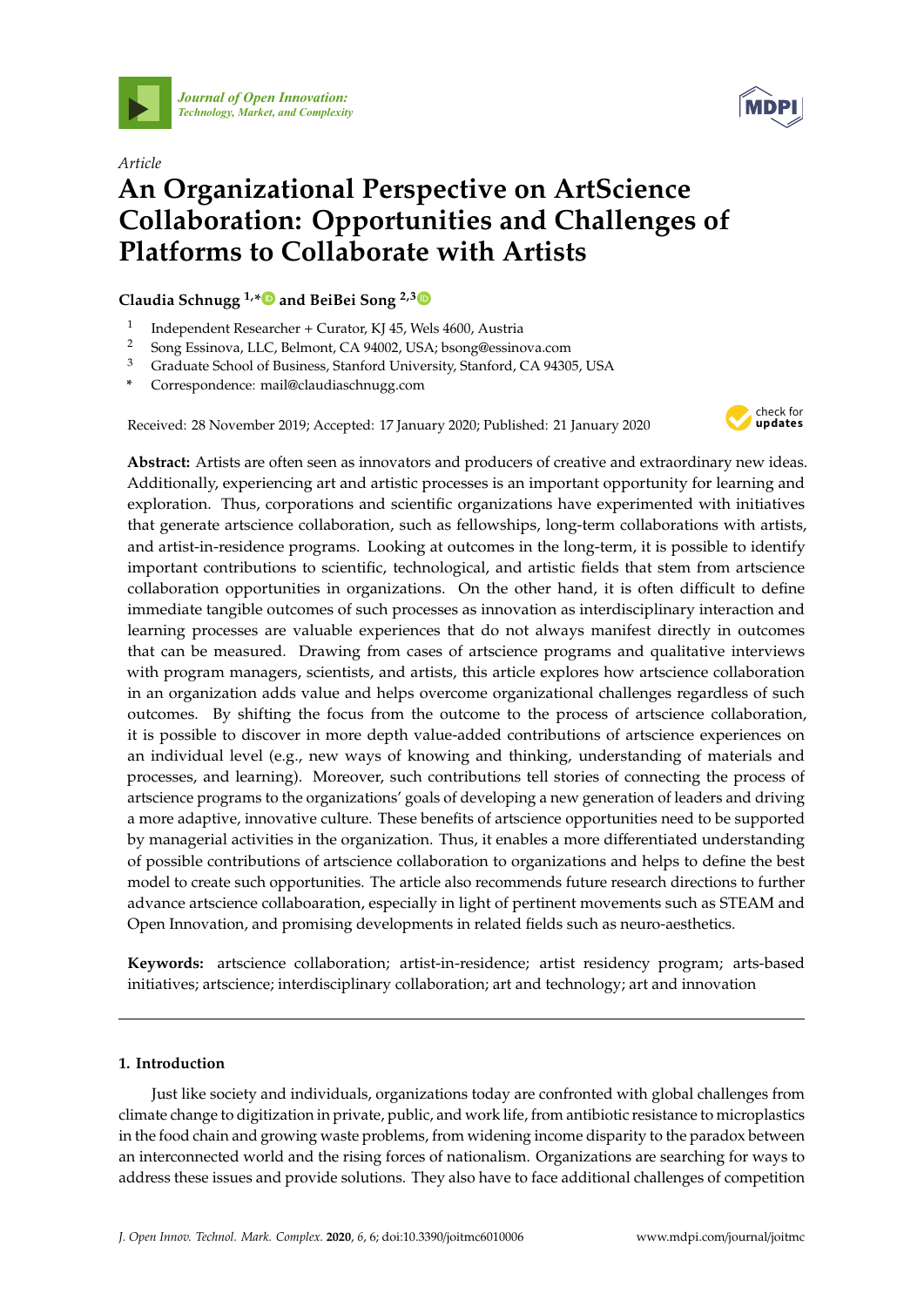*Article*

# An Organizational Perspective on ArtScience Collaboration: Opportunities and Challenges of Platforms to Collaborate with Artists

**Claudia Schnugg [1,*] and BeiBei Song [2,3]**

[1] Independent Researcher + Curator, KJ 45, Wels 4600, Austria
[2] Song Essinova, LLC, Belmont, CA 94002, USA; bsong@essinova.com
[3] Graduate School of Business, Stanford University, Stanford, CA 94305, USA
[*] Correspondence: mail@claudiaschnugg.com

Received: 28 November 2019; Accepted: 17 January 2020; Published: 21 January 2020

**Abstract:** Artists are often seen as innovators and producers of creative and extraordinary new ideas. Additionally, experiencing art and artistic processes is an important opportunity for learning and exploration. Thus, corporations and scientific organizations have experimented with initiatives that generate artscience collaboration, such as fellowships, long-term collaborations with artists, and artist-in-residence programs. Looking at outcomes in the long-term, it is possible to identify important contributions to scientific, technological, and artistic fields that stem from artscience collaboration opportunities in organizations. On the other hand, it is often difficult to define immediate tangible outcomes of such processes as innovation as interdisciplinary interaction and learning processes are valuable experiences that do not always manifest directly in outcomes that can be measured. Drawing from cases of artscience programs and qualitative interviews with program managers, scientists, and artists, this article explores how artscience collaboration in an organization adds value and helps overcome organizational challenges regardless of such outcomes. By shifting the focus from the outcome to the process of artscience collaboration, it is possible to discover in more depth value-added contributions of artscience experiences on an individual level (e.g., new ways of knowing and thinking, understanding of materials and processes, and learning). Moreover, such contributions tell stories of connecting the process of artscience programs to the organizations' goals of developing a new generation of leaders and driving a more adaptive, innovative culture. These benefits of artscience opportunities need to be supported by managerial activities in the organization. Thus, it enables a more differentiated understanding of possible contributions of artscience collaboration to organizations and helps to define the best model to create such opportunities. The article also recommends future research directions to further advance artscience collaboaration, especially in light of pertinent movements such as STEAM and Open Innovation, and promising developments in related fields such as neuro-aesthetics.

**Keywords:** artscience collaboration; artist-in-residence; artist residency program; arts-based initiatives; artscience; interdisciplinary collaboration; art and technology; art and innovation

## 1. Introduction

Just like society and individuals, organizations today are confronted with global challenges from climate change to digitization in private, public, and work life, from antibiotic resistance to microplastics in the food chain and growing waste problems, from widening income disparity to the paradox between an interconnected world and the rising forces of nationalism. Organizations are searching for ways to address these issues and provide solutions. They also have to face additional challenges of competition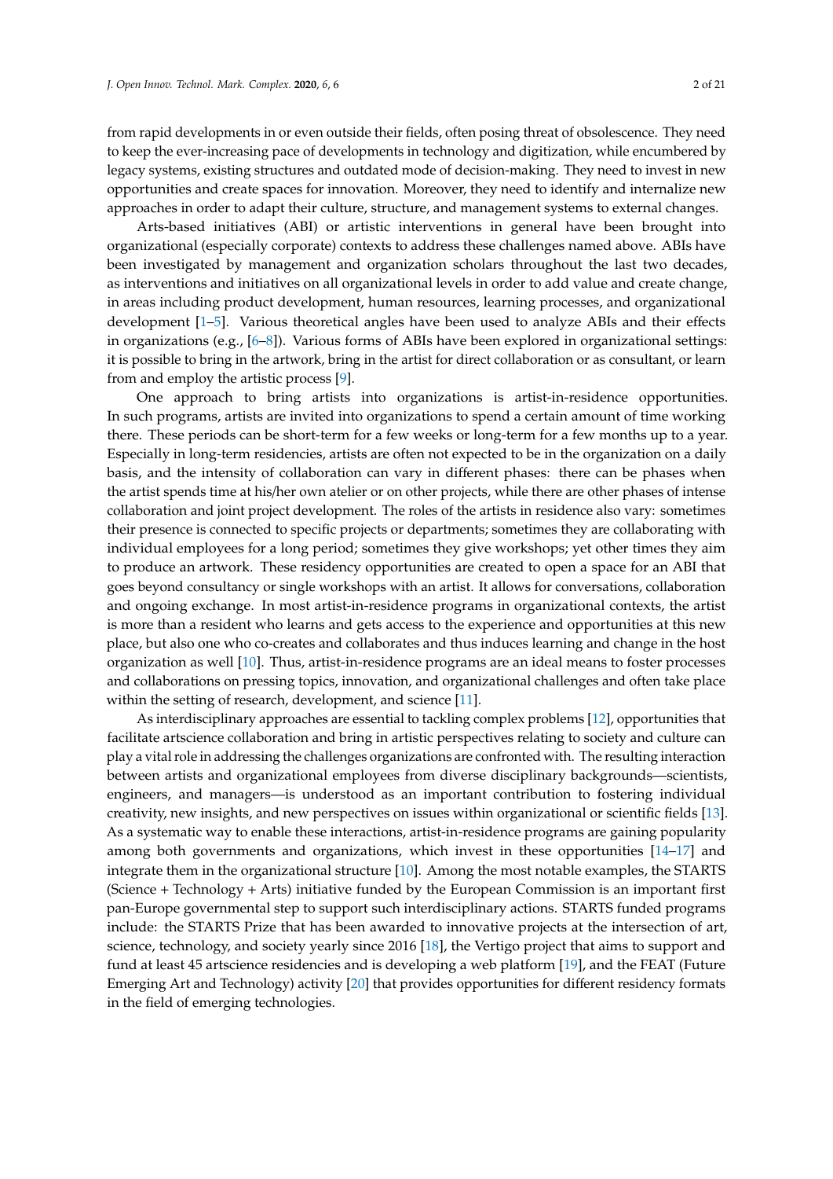from rapid developments in or even outside their fields, often posing threat of obsolescence. They need to keep the ever-increasing pace of developments in technology and digitization, while encumbered by legacy systems, existing structures and outdated mode of decision-making. They need to invest in new opportunities and create spaces for innovation. Moreover, they need to identify and internalize new approaches in order to adapt their culture, structure, and management systems to external changes.

Arts-based initiatives (ABI) or artistic interventions in general have been brought into organizational (especially corporate) contexts to address these challenges named above. ABIs have been investigated by management and organization scholars throughout the last two decades, as interventions and initiatives on all organizational levels in order to add value and create change, in areas including product development, human resources, learning processes, and organizational development [1–5]. Various theoretical angles have been used to analyze ABIs and their effects in organizations (e.g., [6–8]). Various forms of ABIs have been explored in organizational settings: it is possible to bring in the artwork, bring in the artist for direct collaboration or as consultant, or learn from and employ the artistic process [9].

One approach to bring artists into organizations is artist-in-residence opportunities. In such programs, artists are invited into organizations to spend a certain amount of time working there. These periods can be short-term for a few weeks or long-term for a few months up to a year. Especially in long-term residencies, artists are often not expected to be in the organization on a daily basis, and the intensity of collaboration can vary in different phases: there can be phases when the artist spends time at his/her own atelier or on other projects, while there are other phases of intense collaboration and joint project development. The roles of the artists in residence also vary: sometimes their presence is connected to specific projects or departments; sometimes they are collaborating with individual employees for a long period; sometimes they give workshops; yet other times they aim to produce an artwork. These residency opportunities are created to open a space for an ABI that goes beyond consultancy or single workshops with an artist. It allows for conversations, collaboration and ongoing exchange. In most artist-in-residence programs in organizational contexts, the artist is more than a resident who learns and gets access to the experience and opportunities at this new place, but also one who co-creates and collaborates and thus induces learning and change in the host organization as well [10]. Thus, artist-in-residence programs are an ideal means to foster processes and collaborations on pressing topics, innovation, and organizational challenges and often take place within the setting of research, development, and science [11].

As interdisciplinary approaches are essential to tackling complex problems [12], opportunities that facilitate artscience collaboration and bring in artistic perspectives relating to society and culture can play a vital role in addressing the challenges organizations are confronted with. The resulting interaction between artists and organizational employees from diverse disciplinary backgrounds—scientists, engineers, and managers—is understood as an important contribution to fostering individual creativity, new insights, and new perspectives on issues within organizational or scientific fields [13]. As a systematic way to enable these interactions, artist-in-residence programs are gaining popularity among both governments and organizations, which invest in these opportunities [14–17] and integrate them in the organizational structure [10]. Among the most notable examples, the STARTS (Science + Technology + Arts) initiative funded by the European Commission is an important first pan-Europe governmental step to support such interdisciplinary actions. STARTS funded programs include: the STARTS Prize that has been awarded to innovative projects at the intersection of art, science, technology, and society yearly since 2016 [18], the Vertigo project that aims to support and fund at least 45 artscience residencies and is developing a web platform [19], and the FEAT (Future Emerging Art and Technology) activity [20] that provides opportunities for different residency formats in the field of emerging technologies.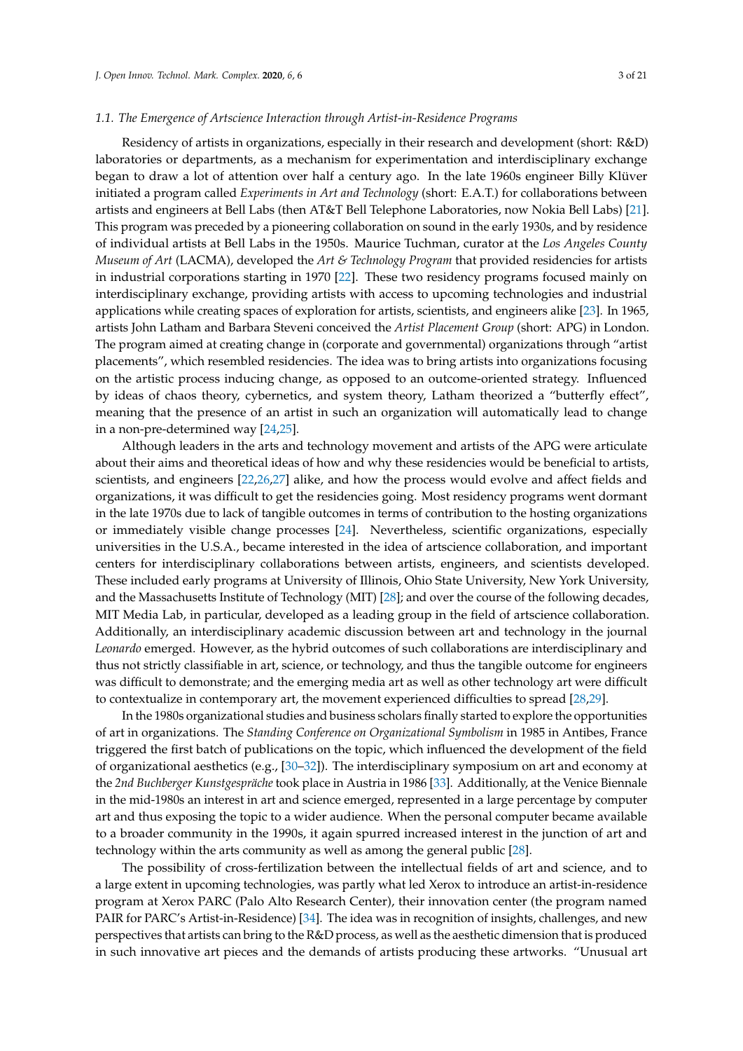### 1.1. The Emergence of Artscience Interaction through Artist-in-Residence Programs

Residency of artists in organizations, especially in their research and development (short: R&D) laboratories or departments, as a mechanism for experimentation and interdisciplinary exchange began to draw a lot of attention over half a century ago. In the late 1960s engineer Billy Klüver initiated a program called *Experiments in Art and Technology* (short: E.A.T.) for collaborations between artists and engineers at Bell Labs (then AT&T Bell Telephone Laboratories, now Nokia Bell Labs) [21]. This program was preceded by a pioneering collaboration on sound in the early 1930s, and by residence of individual artists at Bell Labs in the 1950s. Maurice Tuchman, curator at the *Los Angeles County Museum of Art* (LACMA), developed the *Art & Technology Program* that provided residencies for artists in industrial corporations starting in 1970 [22]. These two residency programs focused mainly on interdisciplinary exchange, providing artists with access to upcoming technologies and industrial applications while creating spaces of exploration for artists, scientists, and engineers alike [23]. In 1965, artists John Latham and Barbara Steveni conceived the *Artist Placement Group* (short: APG) in London. The program aimed at creating change in (corporate and governmental) organizations through "artist placements", which resembled residencies. The idea was to bring artists into organizations focusing on the artistic process inducing change, as opposed to an outcome-oriented strategy. Influenced by ideas of chaos theory, cybernetics, and system theory, Latham theorized a "butterfly effect", meaning that the presence of an artist in such an organization will automatically lead to change in a non-pre-determined way [24,25].

Although leaders in the arts and technology movement and artists of the APG were articulate about their aims and theoretical ideas of how and why these residencies would be beneficial to artists, scientists, and engineers [22,26,27] alike, and how the process would evolve and affect fields and organizations, it was difficult to get the residencies going. Most residency programs went dormant in the late 1970s due to lack of tangible outcomes in terms of contribution to the hosting organizations or immediately visible change processes [24]. Nevertheless, scientific organizations, especially universities in the U.S.A., became interested in the idea of artscience collaboration, and important centers for interdisciplinary collaborations between artists, engineers, and scientists developed. These included early programs at University of Illinois, Ohio State University, New York University, and the Massachusetts Institute of Technology (MIT) [28]; and over the course of the following decades, MIT Media Lab, in particular, developed as a leading group in the field of artscience collaboration. Additionally, an interdisciplinary academic discussion between art and technology in the journal *Leonardo* emerged. However, as the hybrid outcomes of such collaborations are interdisciplinary and thus not strictly classifiable in art, science, or technology, and thus the tangible outcome for engineers was difficult to demonstrate; and the emerging media art as well as other technology art were difficult to contextualize in contemporary art, the movement experienced difficulties to spread [28,29].

In the 1980s organizational studies and business scholars finally started to explore the opportunities of art in organizations. The *Standing Conference on Organizational Symbolism* in 1985 in Antibes, France triggered the first batch of publications on the topic, which influenced the development of the field of organizational aesthetics (e.g., [30–32]). The interdisciplinary symposium on art and economy at the *2nd Buchberger Kunstgespräche* took place in Austria in 1986 [33]. Additionally, at the Venice Biennale in the mid-1980s an interest in art and science emerged, represented in a large percentage by computer art and thus exposing the topic to a wider audience. When the personal computer became available to a broader community in the 1990s, it again spurred increased interest in the junction of art and technology within the arts community as well as among the general public [28].

The possibility of cross-fertilization between the intellectual fields of art and science, and to a large extent in upcoming technologies, was partly what led Xerox to introduce an artist-in-residence program at Xerox PARC (Palo Alto Research Center), their innovation center (the program named PAIR for PARC's Artist-in-Residence) [34]. The idea was in recognition of insights, challenges, and new perspectives that artists can bring to the R&D process, as well as the aesthetic dimension that is produced in such innovative art pieces and the demands of artists producing these artworks. "Unusual art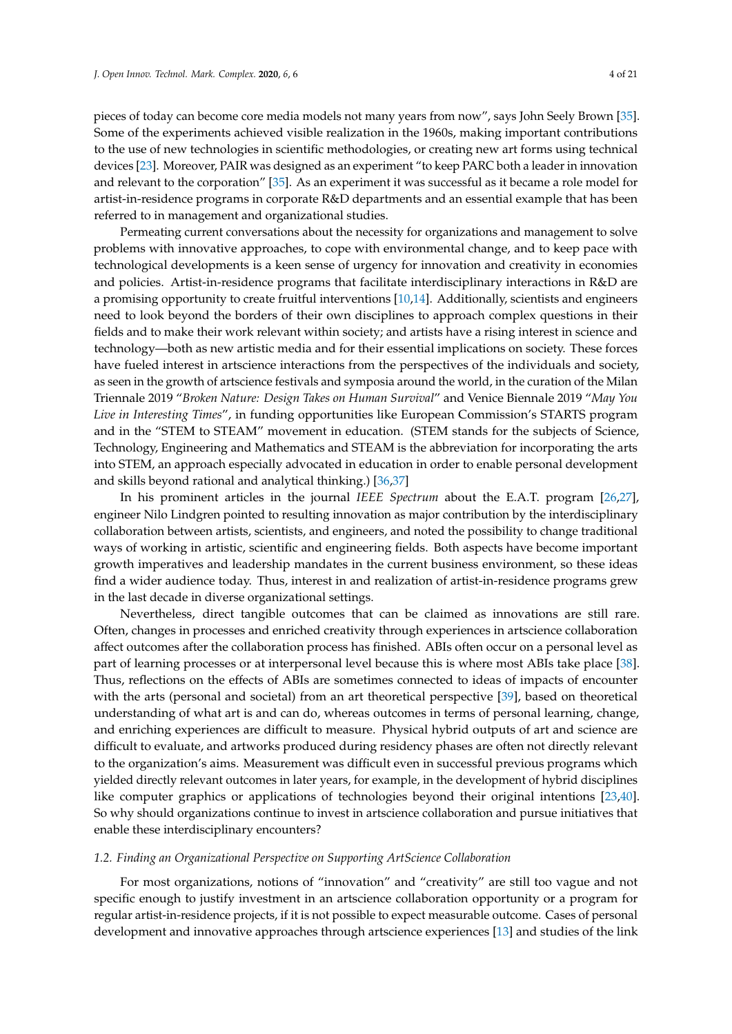pieces of today can become core media models not many years from now", says John Seely Brown [35]. Some of the experiments achieved visible realization in the 1960s, making important contributions to the use of new technologies in scientific methodologies, or creating new art forms using technical devices [23]. Moreover, PAIR was designed as an experiment "to keep PARC both a leader in innovation and relevant to the corporation" [35]. As an experiment it was successful as it became a role model for artist-in-residence programs in corporate R&D departments and an essential example that has been referred to in management and organizational studies.

Permeating current conversations about the necessity for organizations and management to solve problems with innovative approaches, to cope with environmental change, and to keep pace with technological developments is a keen sense of urgency for innovation and creativity in economies and policies. Artist-in-residence programs that facilitate interdisciplinary interactions in R&D are a promising opportunity to create fruitful interventions [10,14]. Additionally, scientists and engineers need to look beyond the borders of their own disciplines to approach complex questions in their fields and to make their work relevant within society; and artists have a rising interest in science and technology—both as new artistic media and for their essential implications on society. These forces have fueled interest in artscience interactions from the perspectives of the individuals and society, as seen in the growth of artscience festivals and symposia around the world, in the curation of the Milan Triennale 2019 "*Broken Nature: Design Takes on Human Survival*" and Venice Biennale 2019 "*May You Live in Interesting Times*", in funding opportunities like European Commission's STARTS program and in the "STEM to STEAM" movement in education. (STEM stands for the subjects of Science, Technology, Engineering and Mathematics and STEAM is the abbreviation for incorporating the arts into STEM, an approach especially advocated in education in order to enable personal development and skills beyond rational and analytical thinking.) [36,37]

In his prominent articles in the journal *IEEE Spectrum* about the E.A.T. program [26,27], engineer Nilo Lindgren pointed to resulting innovation as major contribution by the interdisciplinary collaboration between artists, scientists, and engineers, and noted the possibility to change traditional ways of working in artistic, scientific and engineering fields. Both aspects have become important growth imperatives and leadership mandates in the current business environment, so these ideas find a wider audience today. Thus, interest in and realization of artist-in-residence programs grew in the last decade in diverse organizational settings.

Nevertheless, direct tangible outcomes that can be claimed as innovations are still rare. Often, changes in processes and enriched creativity through experiences in artscience collaboration affect outcomes after the collaboration process has finished. ABIs often occur on a personal level as part of learning processes or at interpersonal level because this is where most ABIs take place [38]. Thus, reflections on the effects of ABIs are sometimes connected to ideas of impacts of encounter with the arts (personal and societal) from an art theoretical perspective [39], based on theoretical understanding of what art is and can do, whereas outcomes in terms of personal learning, change, and enriching experiences are difficult to measure. Physical hybrid outputs of art and science are difficult to evaluate, and artworks produced during residency phases are often not directly relevant to the organization's aims. Measurement was difficult even in successful previous programs which yielded directly relevant outcomes in later years, for example, in the development of hybrid disciplines like computer graphics or applications of technologies beyond their original intentions [23,40]. So why should organizations continue to invest in artscience collaboration and pursue initiatives that enable these interdisciplinary encounters?

### 1.2. Finding an Organizational Perspective on Supporting ArtScience Collaboration

For most organizations, notions of "innovation" and "creativity" are still too vague and not specific enough to justify investment in an artscience collaboration opportunity or a program for regular artist-in-residence projects, if it is not possible to expect measurable outcome. Cases of personal development and innovative approaches through artscience experiences [13] and studies of the link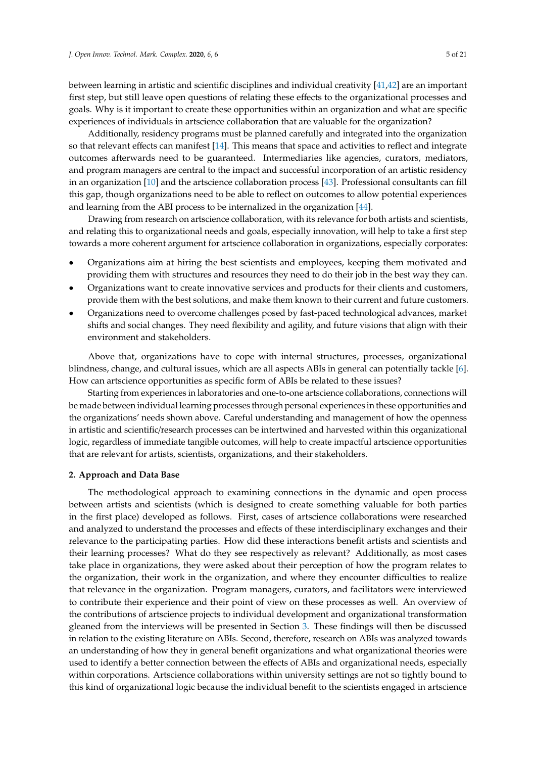between learning in artistic and scientific disciplines and individual creativity [41,42] are an important first step, but still leave open questions of relating these effects to the organizational processes and goals. Why is it important to create these opportunities within an organization and what are specific experiences of individuals in artscience collaboration that are valuable for the organization?

Additionally, residency programs must be planned carefully and integrated into the organization so that relevant effects can manifest [14]. This means that space and activities to reflect and integrate outcomes afterwards need to be guaranteed. Intermediaries like agencies, curators, mediators, and program managers are central to the impact and successful incorporation of an artistic residency in an organization [10] and the artscience collaboration process [43]. Professional consultants can fill this gap, though organizations need to be able to reflect on outcomes to allow potential experiences and learning from the ABI process to be internalized in the organization [44].

Drawing from research on artscience collaboration, with its relevance for both artists and scientists, and relating this to organizational needs and goals, especially innovation, will help to take a first step towards a more coherent argument for artscience collaboration in organizations, especially corporates:

- Organizations aim at hiring the best scientists and employees, keeping them motivated and providing them with structures and resources they need to do their job in the best way they can.
- Organizations want to create innovative services and products for their clients and customers, provide them with the best solutions, and make them known to their current and future customers.
- Organizations need to overcome challenges posed by fast-paced technological advances, market shifts and social changes. They need flexibility and agility, and future visions that align with their environment and stakeholders.

Above that, organizations have to cope with internal structures, processes, organizational blindness, change, and cultural issues, which are all aspects ABIs in general can potentially tackle [6]. How can artscience opportunities as specific form of ABIs be related to these issues?

Starting from experiences in laboratories and one-to-one artscience collaborations, connections will be made between individual learning processes through personal experiences in these opportunities and the organizations' needs shown above. Careful understanding and management of how the openness in artistic and scientific/research processes can be intertwined and harvested within this organizational logic, regardless of immediate tangible outcomes, will help to create impactful artscience opportunities that are relevant for artists, scientists, organizations, and their stakeholders.

## 2. Approach and Data Base

The methodological approach to examining connections in the dynamic and open process between artists and scientists (which is designed to create something valuable for both parties in the first place) developed as follows. First, cases of artscience collaborations were researched and analyzed to understand the processes and effects of these interdisciplinary exchanges and their relevance to the participating parties. How did these interactions benefit artists and scientists and their learning processes? What do they see respectively as relevant? Additionally, as most cases take place in organizations, they were asked about their perception of how the program relates to the organization, their work in the organization, and where they encounter difficulties to realize that relevance in the organization. Program managers, curators, and facilitators were interviewed to contribute their experience and their point of view on these processes as well. An overview of the contributions of artscience projects to individual development and organizational transformation gleaned from the interviews will be presented in Section 3. These findings will then be discussed in relation to the existing literature on ABIs. Second, therefore, research on ABIs was analyzed towards an understanding of how they in general benefit organizations and what organizational theories were used to identify a better connection between the effects of ABIs and organizational needs, especially within corporations. Artscience collaborations within university settings are not so tightly bound to this kind of organizational logic because the individual benefit to the scientists engaged in artscience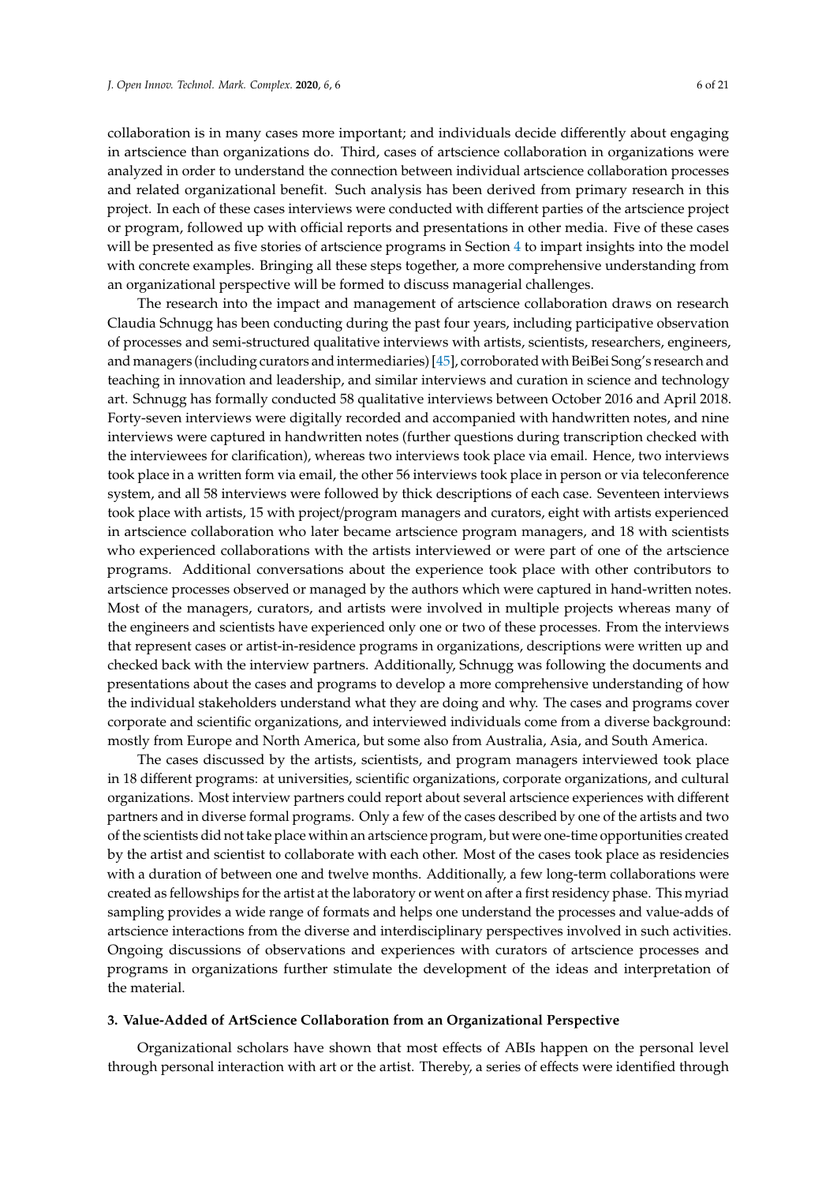collaboration is in many cases more important; and individuals decide differently about engaging in artscience than organizations do. Third, cases of artscience collaboration in organizations were analyzed in order to understand the connection between individual artscience collaboration processes and related organizational benefit. Such analysis has been derived from primary research in this project. In each of these cases interviews were conducted with different parties of the artscience project or program, followed up with official reports and presentations in other media. Five of these cases will be presented as five stories of artscience programs in Section 4 to impart insights into the model with concrete examples. Bringing all these steps together, a more comprehensive understanding from an organizational perspective will be formed to discuss managerial challenges.

The research into the impact and management of artscience collaboration draws on research Claudia Schnugg has been conducting during the past four years, including participative observation of processes and semi-structured qualitative interviews with artists, scientists, researchers, engineers, and managers (including curators and intermediaries) [45], corroborated with BeiBei Song's research and teaching in innovation and leadership, and similar interviews and curation in science and technology art. Schnugg has formally conducted 58 qualitative interviews between October 2016 and April 2018. Forty-seven interviews were digitally recorded and accompanied with handwritten notes, and nine interviews were captured in handwritten notes (further questions during transcription checked with the interviewees for clarification), whereas two interviews took place via email. Hence, two interviews took place in a written form via email, the other 56 interviews took place in person or via teleconference system, and all 58 interviews were followed by thick descriptions of each case. Seventeen interviews took place with artists, 15 with project/program managers and curators, eight with artists experienced in artscience collaboration who later became artscience program managers, and 18 with scientists who experienced collaborations with the artists interviewed or were part of one of the artscience programs. Additional conversations about the experience took place with other contributors to artscience processes observed or managed by the authors which were captured in hand-written notes. Most of the managers, curators, and artists were involved in multiple projects whereas many of the engineers and scientists have experienced only one or two of these processes. From the interviews that represent cases or artist-in-residence programs in organizations, descriptions were written up and checked back with the interview partners. Additionally, Schnugg was following the documents and presentations about the cases and programs to develop a more comprehensive understanding of how the individual stakeholders understand what they are doing and why. The cases and programs cover corporate and scientific organizations, and interviewed individuals come from a diverse background: mostly from Europe and North America, but some also from Australia, Asia, and South America.

The cases discussed by the artists, scientists, and program managers interviewed took place in 18 different programs: at universities, scientific organizations, corporate organizations, and cultural organizations. Most interview partners could report about several artscience experiences with different partners and in diverse formal programs. Only a few of the cases described by one of the artists and two of the scientists did not take place within an artscience program, but were one-time opportunities created by the artist and scientist to collaborate with each other. Most of the cases took place as residencies with a duration of between one and twelve months. Additionally, a few long-term collaborations were created as fellowships for the artist at the laboratory or went on after a first residency phase. This myriad sampling provides a wide range of formats and helps one understand the processes and value-adds of artscience interactions from the diverse and interdisciplinary perspectives involved in such activities. Ongoing discussions of observations and experiences with curators of artscience processes and programs in organizations further stimulate the development of the ideas and interpretation of the material.

## 3. Value-Added of ArtScience Collaboration from an Organizational Perspective

Organizational scholars have shown that most effects of ABIs happen on the personal level through personal interaction with art or the artist. Thereby, a series of effects were identified through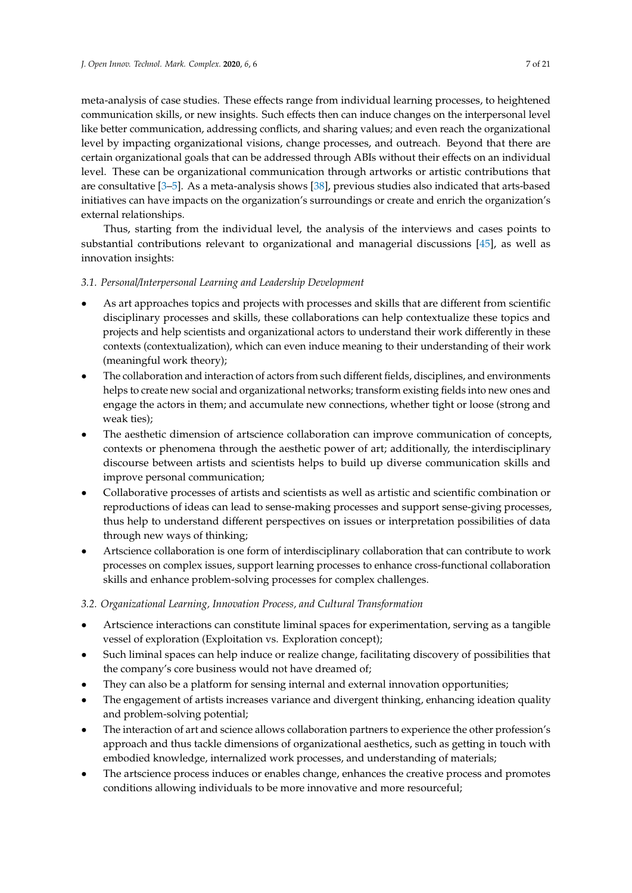meta-analysis of case studies. These effects range from individual learning processes, to heightened communication skills, or new insights. Such effects then can induce changes on the interpersonal level like better communication, addressing conflicts, and sharing values; and even reach the organizational level by impacting organizational visions, change processes, and outreach. Beyond that there are certain organizational goals that can be addressed through ABIs without their effects on an individual level. These can be organizational communication through artworks or artistic contributions that are consultative [3–5]. As a meta-analysis shows [38], previous studies also indicated that arts-based initiatives can have impacts on the organization's surroundings or create and enrich the organization's external relationships.

Thus, starting from the individual level, the analysis of the interviews and cases points to substantial contributions relevant to organizational and managerial discussions [45], as well as innovation insights:

### *3.1. Personal/Interpersonal Learning and Leadership Development*

- As art approaches topics and projects with processes and skills that are different from scientific disciplinary processes and skills, these collaborations can help contextualize these topics and projects and help scientists and organizational actors to understand their work differently in these contexts (contextualization), which can even induce meaning to their understanding of their work (meaningful work theory);
- The collaboration and interaction of actors from such different fields, disciplines, and environments helps to create new social and organizational networks; transform existing fields into new ones and engage the actors in them; and accumulate new connections, whether tight or loose (strong and weak ties);
- The aesthetic dimension of artscience collaboration can improve communication of concepts, contexts or phenomena through the aesthetic power of art; additionally, the interdisciplinary discourse between artists and scientists helps to build up diverse communication skills and improve personal communication;
- Collaborative processes of artists and scientists as well as artistic and scientific combination or reproductions of ideas can lead to sense-making processes and support sense-giving processes, thus help to understand different perspectives on issues or interpretation possibilities of data through new ways of thinking;
- Artscience collaboration is one form of interdisciplinary collaboration that can contribute to work processes on complex issues, support learning processes to enhance cross-functional collaboration skills and enhance problem-solving processes for complex challenges.

### *3.2. Organizational Learning, Innovation Process, and Cultural Transformation*

- Artscience interactions can constitute liminal spaces for experimentation, serving as a tangible vessel of exploration (Exploitation vs. Exploration concept);
- Such liminal spaces can help induce or realize change, facilitating discovery of possibilities that the company's core business would not have dreamed of;
- They can also be a platform for sensing internal and external innovation opportunities;
- The engagement of artists increases variance and divergent thinking, enhancing ideation quality and problem-solving potential;
- The interaction of art and science allows collaboration partners to experience the other profession's approach and thus tackle dimensions of organizational aesthetics, such as getting in touch with embodied knowledge, internalized work processes, and understanding of materials;
- The artscience process induces or enables change, enhances the creative process and promotes conditions allowing individuals to be more innovative and more resourceful;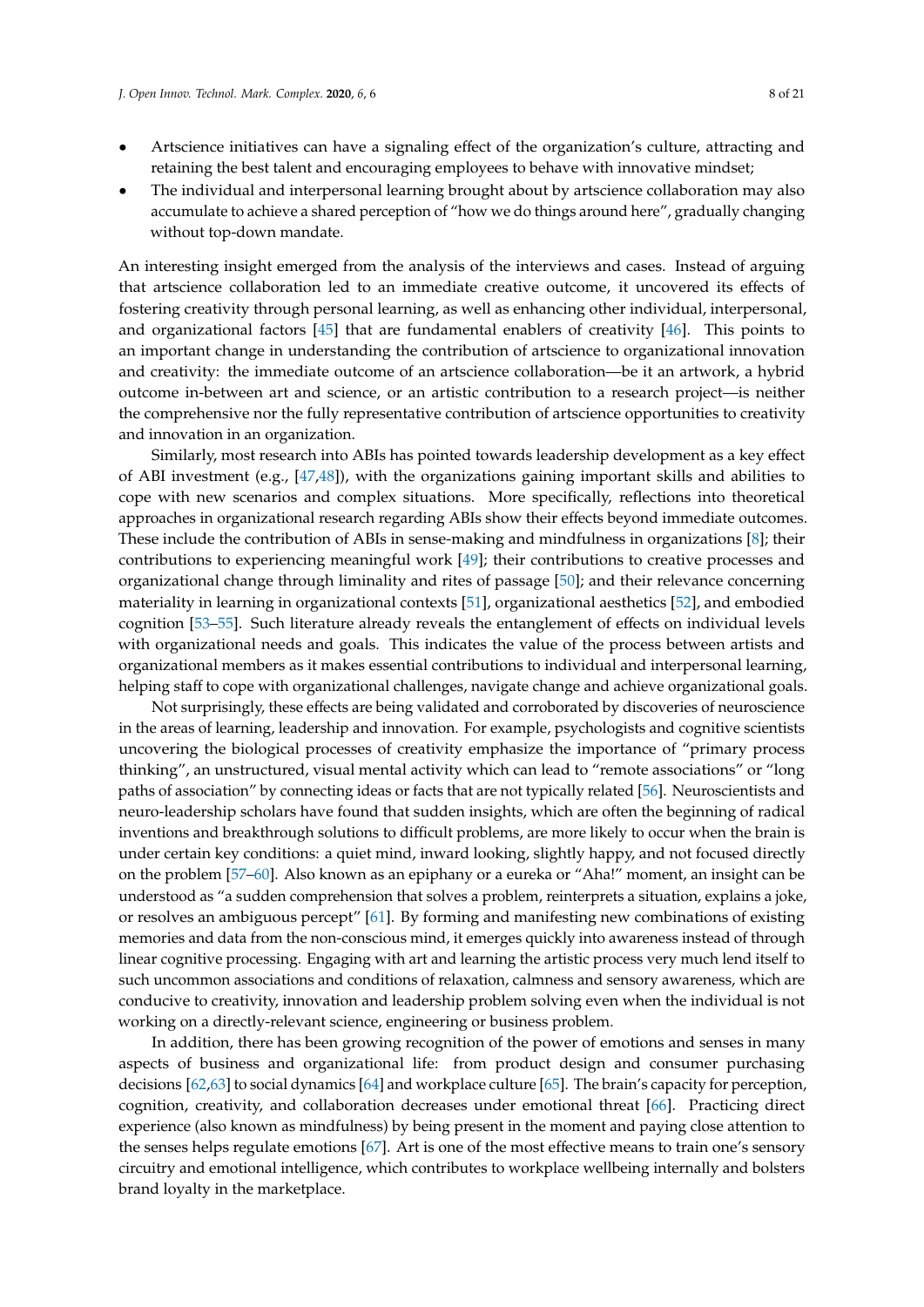- Artscience initiatives can have a signaling effect of the organization's culture, attracting and retaining the best talent and encouraging employees to behave with innovative mindset;
- The individual and interpersonal learning brought about by artscience collaboration may also accumulate to achieve a shared perception of "how we do things around here", gradually changing without top-down mandate.

An interesting insight emerged from the analysis of the interviews and cases. Instead of arguing that artscience collaboration led to an immediate creative outcome, it uncovered its effects of fostering creativity through personal learning, as well as enhancing other individual, interpersonal, and organizational factors [45] that are fundamental enablers of creativity [46]. This points to an important change in understanding the contribution of artscience to organizational innovation and creativity: the immediate outcome of an artscience collaboration—be it an artwork, a hybrid outcome in-between art and science, or an artistic contribution to a research project—is neither the comprehensive nor the fully representative contribution of artscience opportunities to creativity and innovation in an organization.

Similarly, most research into ABIs has pointed towards leadership development as a key effect of ABI investment (e.g., [47,48]), with the organizations gaining important skills and abilities to cope with new scenarios and complex situations. More specifically, reflections into theoretical approaches in organizational research regarding ABIs show their effects beyond immediate outcomes. These include the contribution of ABIs in sense-making and mindfulness in organizations [8]; their contributions to experiencing meaningful work [49]; their contributions to creative processes and organizational change through liminality and rites of passage [50]; and their relevance concerning materiality in learning in organizational contexts [51], organizational aesthetics [52], and embodied cognition [53–55]. Such literature already reveals the entanglement of effects on individual levels with organizational needs and goals. This indicates the value of the process between artists and organizational members as it makes essential contributions to individual and interpersonal learning, helping staff to cope with organizational challenges, navigate change and achieve organizational goals.

Not surprisingly, these effects are being validated and corroborated by discoveries of neuroscience in the areas of learning, leadership and innovation. For example, psychologists and cognitive scientists uncovering the biological processes of creativity emphasize the importance of "primary process thinking", an unstructured, visual mental activity which can lead to "remote associations" or "long paths of association" by connecting ideas or facts that are not typically related [56]. Neuroscientists and neuro-leadership scholars have found that sudden insights, which are often the beginning of radical inventions and breakthrough solutions to difficult problems, are more likely to occur when the brain is under certain key conditions: a quiet mind, inward looking, slightly happy, and not focused directly on the problem [57–60]. Also known as an epiphany or a eureka or "Aha!" moment, an insight can be understood as "a sudden comprehension that solves a problem, reinterprets a situation, explains a joke, or resolves an ambiguous percept" [61]. By forming and manifesting new combinations of existing memories and data from the non-conscious mind, it emerges quickly into awareness instead of through linear cognitive processing. Engaging with art and learning the artistic process very much lend itself to such uncommon associations and conditions of relaxation, calmness and sensory awareness, which are conducive to creativity, innovation and leadership problem solving even when the individual is not working on a directly-relevant science, engineering or business problem.

In addition, there has been growing recognition of the power of emotions and senses in many aspects of business and organizational life: from product design and consumer purchasing decisions [62,63] to social dynamics [64] and workplace culture [65]. The brain's capacity for perception, cognition, creativity, and collaboration decreases under emotional threat [66]. Practicing direct experience (also known as mindfulness) by being present in the moment and paying close attention to the senses helps regulate emotions [67]. Art is one of the most effective means to train one's sensory circuitry and emotional intelligence, which contributes to workplace wellbeing internally and bolsters brand loyalty in the marketplace.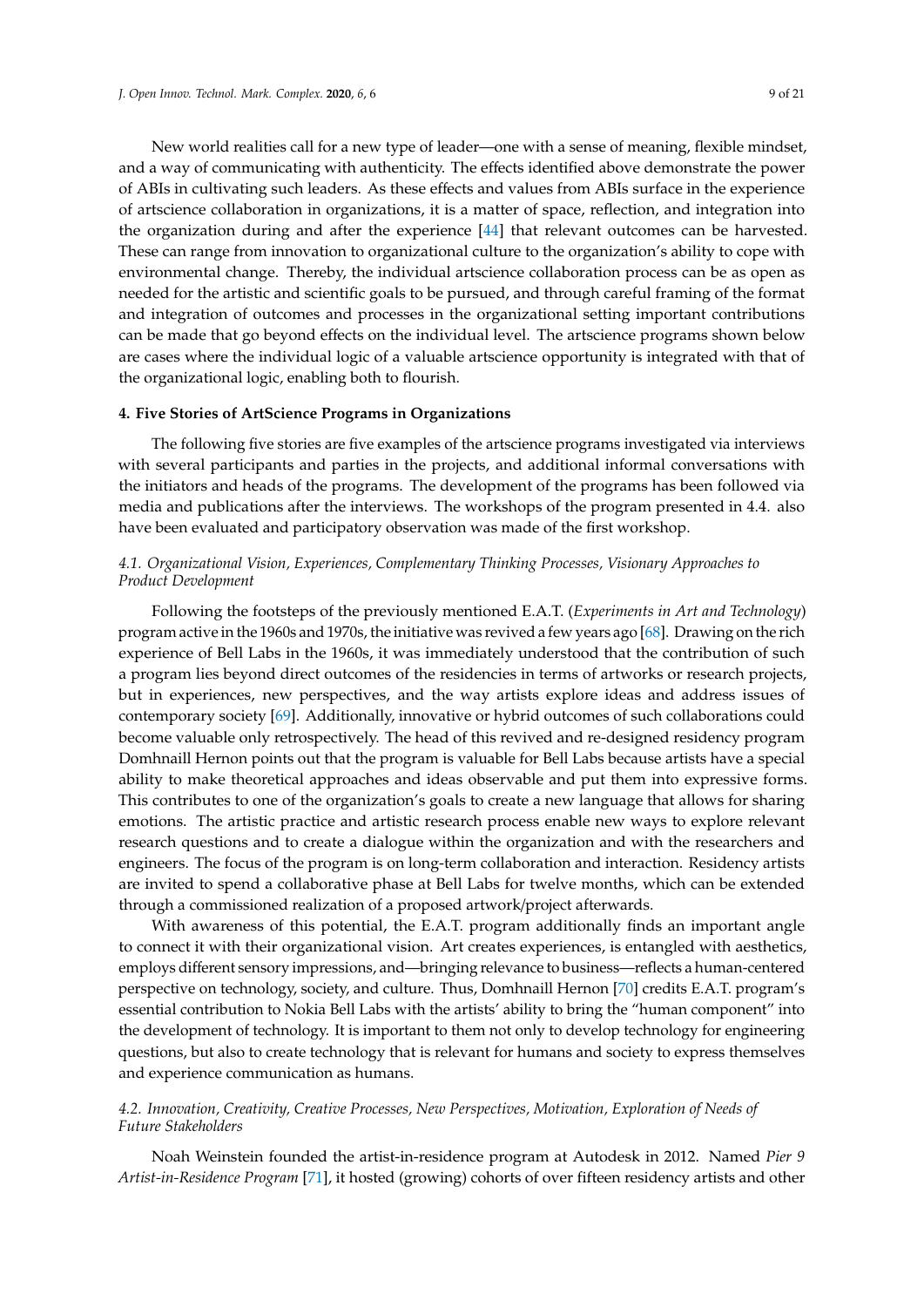New world realities call for a new type of leader—one with a sense of meaning, flexible mindset, and a way of communicating with authenticity. The effects identified above demonstrate the power of ABIs in cultivating such leaders. As these effects and values from ABIs surface in the experience of artscience collaboration in organizations, it is a matter of space, reflection, and integration into the organization during and after the experience [44] that relevant outcomes can be harvested. These can range from innovation to organizational culture to the organization's ability to cope with environmental change. Thereby, the individual artscience collaboration process can be as open as needed for the artistic and scientific goals to be pursued, and through careful framing of the format and integration of outcomes and processes in the organizational setting important contributions can be made that go beyond effects on the individual level. The artscience programs shown below are cases where the individual logic of a valuable artscience opportunity is integrated with that of the organizational logic, enabling both to flourish.

## 4. Five Stories of ArtScience Programs in Organizations

The following five stories are five examples of the artscience programs investigated via interviews with several participants and parties in the projects, and additional informal conversations with the initiators and heads of the programs. The development of the programs has been followed via media and publications after the interviews. The workshops of the program presented in 4.4. also have been evaluated and participatory observation was made of the first workshop.

### *4.1. Organizational Vision, Experiences, Complementary Thinking Processes, Visionary Approaches to Product Development*

Following the footsteps of the previously mentioned E.A.T. (*Experiments in Art and Technology*) program active in the 1960s and 1970s, the initiative was revived a few years ago [68]. Drawing on the rich experience of Bell Labs in the 1960s, it was immediately understood that the contribution of such a program lies beyond direct outcomes of the residencies in terms of artworks or research projects, but in experiences, new perspectives, and the way artists explore ideas and address issues of contemporary society [69]. Additionally, innovative or hybrid outcomes of such collaborations could become valuable only retrospectively. The head of this revived and re-designed residency program Domhnaill Hernon points out that the program is valuable for Bell Labs because artists have a special ability to make theoretical approaches and ideas observable and put them into expressive forms. This contributes to one of the organization's goals to create a new language that allows for sharing emotions. The artistic practice and artistic research process enable new ways to explore relevant research questions and to create a dialogue within the organization and with the researchers and engineers. The focus of the program is on long-term collaboration and interaction. Residency artists are invited to spend a collaborative phase at Bell Labs for twelve months, which can be extended through a commissioned realization of a proposed artwork/project afterwards.

With awareness of this potential, the E.A.T. program additionally finds an important angle to connect it with their organizational vision. Art creates experiences, is entangled with aesthetics, employs different sensory impressions, and—bringing relevance to business—reflects a human-centered perspective on technology, society, and culture. Thus, Domhnaill Hernon [70] credits E.A.T. program's essential contribution to Nokia Bell Labs with the artists' ability to bring the "human component" into the development of technology. It is important to them not only to develop technology for engineering questions, but also to create technology that is relevant for humans and society to express themselves and experience communication as humans.

### *4.2. Innovation, Creativity, Creative Processes, New Perspectives, Motivation, Exploration of Needs of Future Stakeholders*

Noah Weinstein founded the artist-in-residence program at Autodesk in 2012. Named *Pier 9 Artist-in-Residence Program* [71], it hosted (growing) cohorts of over fifteen residency artists and other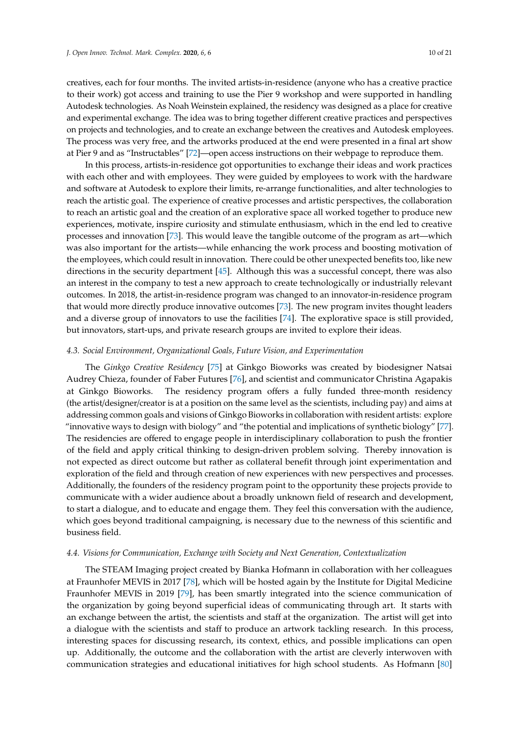creatives, each for four months. The invited artists-in-residence (anyone who has a creative practice to their work) got access and training to use the Pier 9 workshop and were supported in handling Autodesk technologies. As Noah Weinstein explained, the residency was designed as a place for creative and experimental exchange. The idea was to bring together different creative practices and perspectives on projects and technologies, and to create an exchange between the creatives and Autodesk employees. The process was very free, and the artworks produced at the end were presented in a final art show at Pier 9 and as "Instructables" [72]—open access instructions on their webpage to reproduce them.

In this process, artists-in-residence got opportunities to exchange their ideas and work practices with each other and with employees. They were guided by employees to work with the hardware and software at Autodesk to explore their limits, re-arrange functionalities, and alter technologies to reach the artistic goal. The experience of creative processes and artistic perspectives, the collaboration to reach an artistic goal and the creation of an explorative space all worked together to produce new experiences, motivate, inspire curiosity and stimulate enthusiasm, which in the end led to creative processes and innovation [73]. This would leave the tangible outcome of the program as art—which was also important for the artists—while enhancing the work process and boosting motivation of the employees, which could result in innovation. There could be other unexpected benefits too, like new directions in the security department [45]. Although this was a successful concept, there was also an interest in the company to test a new approach to create technologically or industrially relevant outcomes. In 2018, the artist-in-residence program was changed to an innovator-in-residence program that would more directly produce innovative outcomes [73]. The new program invites thought leaders and a diverse group of innovators to use the facilities [74]. The explorative space is still provided, but innovators, start-ups, and private research groups are invited to explore their ideas.

### 4.3. Social Environment, Organizational Goals, Future Vision, and Experimentation

The *Ginkgo Creative Residency* [75] at Ginkgo Bioworks was created by biodesigner Natsai Audrey Chieza, founder of Faber Futures [76], and scientist and communicator Christina Agapakis at Ginkgo Bioworks. The residency program offers a fully funded three-month residency (the artist/designer/creator is at a position on the same level as the scientists, including pay) and aims at addressing common goals and visions of Ginkgo Bioworks in collaboration with resident artists: explore "innovative ways to design with biology" and "the potential and implications of synthetic biology" [77]. The residencies are offered to engage people in interdisciplinary collaboration to push the frontier of the field and apply critical thinking to design-driven problem solving. Thereby innovation is not expected as direct outcome but rather as collateral benefit through joint experimentation and exploration of the field and through creation of new experiences with new perspectives and processes. Additionally, the founders of the residency program point to the opportunity these projects provide to communicate with a wider audience about a broadly unknown field of research and development, to start a dialogue, and to educate and engage them. They feel this conversation with the audience, which goes beyond traditional campaigning, is necessary due to the newness of this scientific and business field.

### 4.4. Visions for Communication, Exchange with Society and Next Generation, Contextualization

The STEAM Imaging project created by Bianka Hofmann in collaboration with her colleagues at Fraunhofer MEVIS in 2017 [78], which will be hosted again by the Institute for Digital Medicine Fraunhofer MEVIS in 2019 [79], has been smartly integrated into the science communication of the organization by going beyond superficial ideas of communicating through art. It starts with an exchange between the artist, the scientists and staff at the organization. The artist will get into a dialogue with the scientists and staff to produce an artwork tackling research. In this process, interesting spaces for discussing research, its context, ethics, and possible implications can open up. Additionally, the outcome and the collaboration with the artist are cleverly interwoven with communication strategies and educational initiatives for high school students. As Hofmann [80]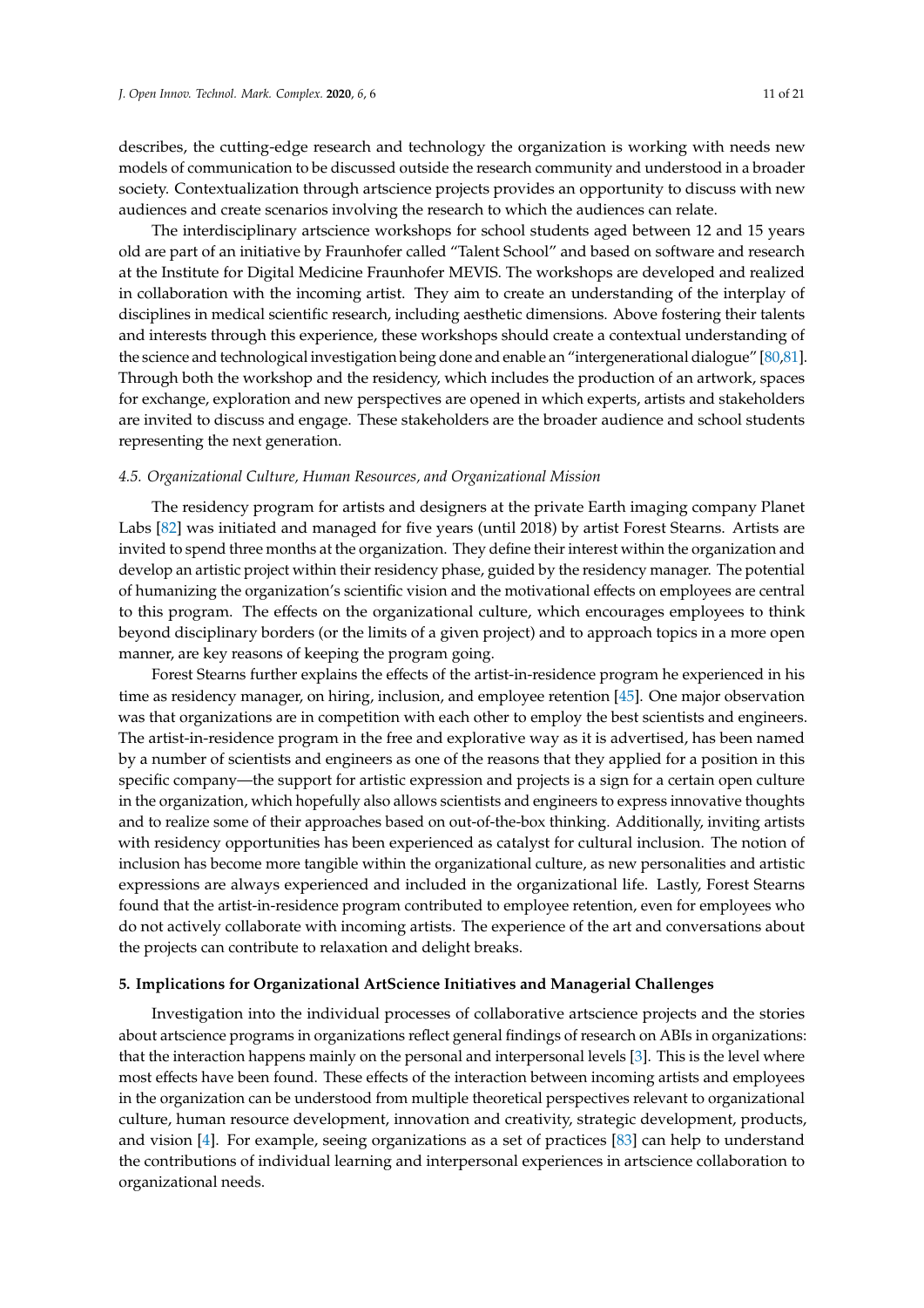describes, the cutting-edge research and technology the organization is working with needs new models of communication to be discussed outside the research community and understood in a broader society. Contextualization through artscience projects provides an opportunity to discuss with new audiences and create scenarios involving the research to which the audiences can relate.

The interdisciplinary artscience workshops for school students aged between 12 and 15 years old are part of an initiative by Fraunhofer called "Talent School" and based on software and research at the Institute for Digital Medicine Fraunhofer MEVIS. The workshops are developed and realized in collaboration with the incoming artist. They aim to create an understanding of the interplay of disciplines in medical scientific research, including aesthetic dimensions. Above fostering their talents and interests through this experience, these workshops should create a contextual understanding of the science and technological investigation being done and enable an "intergenerational dialogue" [80,81]. Through both the workshop and the residency, which includes the production of an artwork, spaces for exchange, exploration and new perspectives are opened in which experts, artists and stakeholders are invited to discuss and engage. These stakeholders are the broader audience and school students representing the next generation.

### *4.5. Organizational Culture, Human Resources, and Organizational Mission*

The residency program for artists and designers at the private Earth imaging company Planet Labs [82] was initiated and managed for five years (until 2018) by artist Forest Stearns. Artists are invited to spend three months at the organization. They define their interest within the organization and develop an artistic project within their residency phase, guided by the residency manager. The potential of humanizing the organization's scientific vision and the motivational effects on employees are central to this program. The effects on the organizational culture, which encourages employees to think beyond disciplinary borders (or the limits of a given project) and to approach topics in a more open manner, are key reasons of keeping the program going.

Forest Stearns further explains the effects of the artist-in-residence program he experienced in his time as residency manager, on hiring, inclusion, and employee retention [45]. One major observation was that organizations are in competition with each other to employ the best scientists and engineers. The artist-in-residence program in the free and explorative way as it is advertised, has been named by a number of scientists and engineers as one of the reasons that they applied for a position in this specific company—the support for artistic expression and projects is a sign for a certain open culture in the organization, which hopefully also allows scientists and engineers to express innovative thoughts and to realize some of their approaches based on out-of-the-box thinking. Additionally, inviting artists with residency opportunities has been experienced as catalyst for cultural inclusion. The notion of inclusion has become more tangible within the organizational culture, as new personalities and artistic expressions are always experienced and included in the organizational life. Lastly, Forest Stearns found that the artist-in-residence program contributed to employee retention, even for employees who do not actively collaborate with incoming artists. The experience of the art and conversations about the projects can contribute to relaxation and delight breaks.

## **5. Implications for Organizational ArtScience Initiatives and Managerial Challenges**

Investigation into the individual processes of collaborative artscience projects and the stories about artscience programs in organizations reflect general findings of research on ABIs in organizations: that the interaction happens mainly on the personal and interpersonal levels [3]. This is the level where most effects have been found. These effects of the interaction between incoming artists and employees in the organization can be understood from multiple theoretical perspectives relevant to organizational culture, human resource development, innovation and creativity, strategic development, products, and vision [4]. For example, seeing organizations as a set of practices [83] can help to understand the contributions of individual learning and interpersonal experiences in artscience collaboration to organizational needs.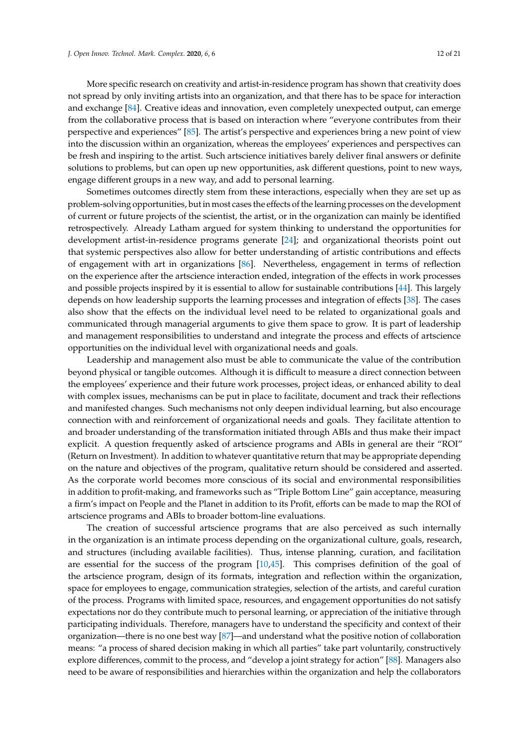More specific research on creativity and artist-in-residence program has shown that creativity does not spread by only inviting artists into an organization, and that there has to be space for interaction and exchange [84]. Creative ideas and innovation, even completely unexpected output, can emerge from the collaborative process that is based on interaction where "everyone contributes from their perspective and experiences" [85]. The artist's perspective and experiences bring a new point of view into the discussion within an organization, whereas the employees' experiences and perspectives can be fresh and inspiring to the artist. Such artscience initiatives barely deliver final answers or definite solutions to problems, but can open up new opportunities, ask different questions, point to new ways, engage different groups in a new way, and add to personal learning.

Sometimes outcomes directly stem from these interactions, especially when they are set up as problem-solving opportunities, but in most cases the effects of the learning processes on the development of current or future projects of the scientist, the artist, or in the organization can mainly be identified retrospectively. Already Latham argued for system thinking to understand the opportunities for development artist-in-residence programs generate [24]; and organizational theorists point out that systemic perspectives also allow for better understanding of artistic contributions and effects of engagement with art in organizations [86]. Nevertheless, engagement in terms of reflection on the experience after the artscience interaction ended, integration of the effects in work processes and possible projects inspired by it is essential to allow for sustainable contributions [44]. This largely depends on how leadership supports the learning processes and integration of effects [38]. The cases also show that the effects on the individual level need to be related to organizational goals and communicated through managerial arguments to give them space to grow. It is part of leadership and management responsibilities to understand and integrate the process and effects of artscience opportunities on the individual level with organizational needs and goals.

Leadership and management also must be able to communicate the value of the contribution beyond physical or tangible outcomes. Although it is difficult to measure a direct connection between the employees' experience and their future work processes, project ideas, or enhanced ability to deal with complex issues, mechanisms can be put in place to facilitate, document and track their reflections and manifested changes. Such mechanisms not only deepen individual learning, but also encourage connection with and reinforcement of organizational needs and goals. They facilitate attention to and broader understanding of the transformation initiated through ABIs and thus make their impact explicit. A question frequently asked of artscience programs and ABIs in general are their "ROI" (Return on Investment). In addition to whatever quantitative return that may be appropriate depending on the nature and objectives of the program, qualitative return should be considered and asserted. As the corporate world becomes more conscious of its social and environmental responsibilities in addition to profit-making, and frameworks such as "Triple Bottom Line" gain acceptance, measuring a firm's impact on People and the Planet in addition to its Profit, efforts can be made to map the ROI of artscience programs and ABIs to broader bottom-line evaluations.

The creation of successful artscience programs that are also perceived as such internally in the organization is an intimate process depending on the organizational culture, goals, research, and structures (including available facilities). Thus, intense planning, curation, and facilitation are essential for the success of the program [10,45]. This comprises definition of the goal of the artscience program, design of its formats, integration and reflection within the organization, space for employees to engage, communication strategies, selection of the artists, and careful curation of the process. Programs with limited space, resources, and engagement opportunities do not satisfy expectations nor do they contribute much to personal learning, or appreciation of the initiative through participating individuals. Therefore, managers have to understand the specificity and context of their organization—there is no one best way [87]—and understand what the positive notion of collaboration means: "a process of shared decision making in which all parties" take part voluntarily, constructively explore differences, commit to the process, and "develop a joint strategy for action" [88]. Managers also need to be aware of responsibilities and hierarchies within the organization and help the collaborators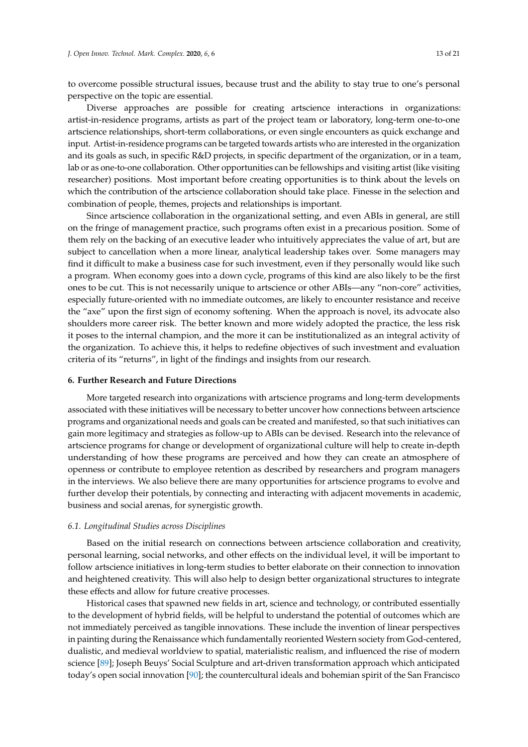to overcome possible structural issues, because trust and the ability to stay true to one's personal perspective on the topic are essential.

Diverse approaches are possible for creating artscience interactions in organizations: artist-in-residence programs, artists as part of the project team or laboratory, long-term one-to-one artscience relationships, short-term collaborations, or even single encounters as quick exchange and input. Artist-in-residence programs can be targeted towards artists who are interested in the organization and its goals as such, in specific R&D projects, in specific department of the organization, or in a team, lab or as one-to-one collaboration. Other opportunities can be fellowships and visiting artist (like visiting researcher) positions. Most important before creating opportunities is to think about the levels on which the contribution of the artscience collaboration should take place. Finesse in the selection and combination of people, themes, projects and relationships is important.

Since artscience collaboration in the organizational setting, and even ABIs in general, are still on the fringe of management practice, such programs often exist in a precarious position. Some of them rely on the backing of an executive leader who intuitively appreciates the value of art, but are subject to cancellation when a more linear, analytical leadership takes over. Some managers may find it difficult to make a business case for such investment, even if they personally would like such a program. When economy goes into a down cycle, programs of this kind are also likely to be the first ones to be cut. This is not necessarily unique to artscience or other ABIs—any "non-core" activities, especially future-oriented with no immediate outcomes, are likely to encounter resistance and receive the "axe" upon the first sign of economy softening. When the approach is novel, its advocate also shoulders more career risk. The better known and more widely adopted the practice, the less risk it poses to the internal champion, and the more it can be institutionalized as an integral activity of the organization. To achieve this, it helps to redefine objectives of such investment and evaluation criteria of its "returns", in light of the findings and insights from our research.

## 6. Further Research and Future Directions

More targeted research into organizations with artscience programs and long-term developments associated with these initiatives will be necessary to better uncover how connections between artscience programs and organizational needs and goals can be created and manifested, so that such initiatives can gain more legitimacy and strategies as follow-up to ABIs can be devised. Research into the relevance of artscience programs for change or development of organizational culture will help to create in-depth understanding of how these programs are perceived and how they can create an atmosphere of openness or contribute to employee retention as described by researchers and program managers in the interviews. We also believe there are many opportunities for artscience programs to evolve and further develop their potentials, by connecting and interacting with adjacent movements in academic, business and social arenas, for synergistic growth.

### *6.1. Longitudinal Studies across Disciplines*

Based on the initial research on connections between artscience collaboration and creativity, personal learning, social networks, and other effects on the individual level, it will be important to follow artscience initiatives in long-term studies to better elaborate on their connection to innovation and heightened creativity. This will also help to design better organizational structures to integrate these effects and allow for future creative processes.

Historical cases that spawned new fields in art, science and technology, or contributed essentially to the development of hybrid fields, will be helpful to understand the potential of outcomes which are not immediately perceived as tangible innovations. These include the invention of linear perspectives in painting during the Renaissance which fundamentally reoriented Western society from God-centered, dualistic, and medieval worldview to spatial, materialistic realism, and influenced the rise of modern science [89]; Joseph Beuys' Social Sculpture and art-driven transformation approach which anticipated today's open social innovation [90]; the countercultural ideals and bohemian spirit of the San Francisco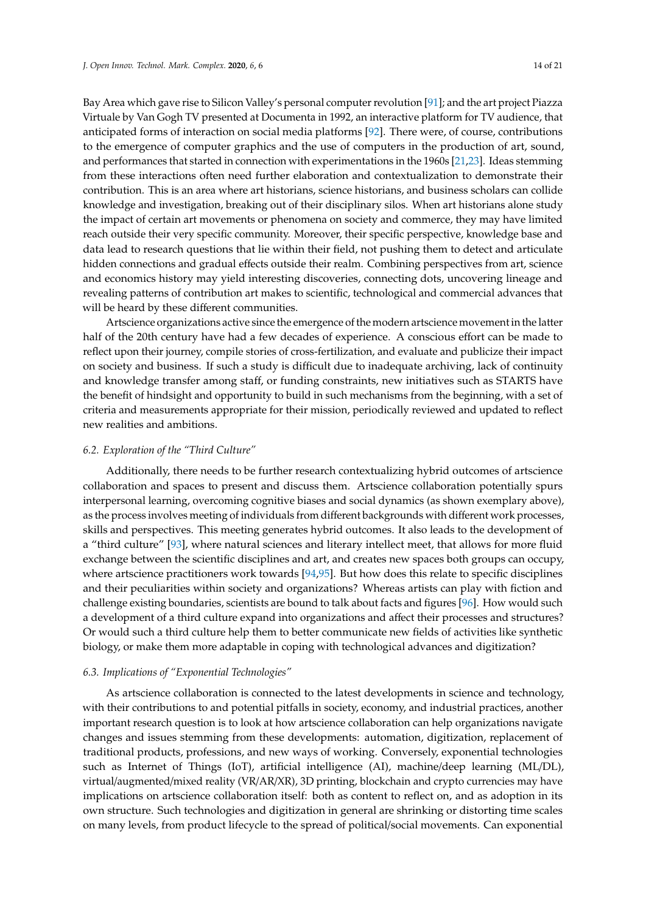Bay Area which gave rise to Silicon Valley's personal computer revolution [91]; and the art project Piazza Virtuale by Van Gogh TV presented at Documenta in 1992, an interactive platform for TV audience, that anticipated forms of interaction on social media platforms [92]. There were, of course, contributions to the emergence of computer graphics and the use of computers in the production of art, sound, and performances that started in connection with experimentations in the 1960s [21,23]. Ideas stemming from these interactions often need further elaboration and contextualization to demonstrate their contribution. This is an area where art historians, science historians, and business scholars can collide knowledge and investigation, breaking out of their disciplinary silos. When art historians alone study the impact of certain art movements or phenomena on society and commerce, they may have limited reach outside their very specific community. Moreover, their specific perspective, knowledge base and data lead to research questions that lie within their field, not pushing them to detect and articulate hidden connections and gradual effects outside their realm. Combining perspectives from art, science and economics history may yield interesting discoveries, connecting dots, uncovering lineage and revealing patterns of contribution art makes to scientific, technological and commercial advances that will be heard by these different communities.

Artscience organizations active since the emergence of the modern artscience movement in the latter half of the 20th century have had a few decades of experience. A conscious effort can be made to reflect upon their journey, compile stories of cross-fertilization, and evaluate and publicize their impact on society and business. If such a study is difficult due to inadequate archiving, lack of continuity and knowledge transfer among staff, or funding constraints, new initiatives such as STARTS have the benefit of hindsight and opportunity to build in such mechanisms from the beginning, with a set of criteria and measurements appropriate for their mission, periodically reviewed and updated to reflect new realities and ambitions.

### *6.2. Exploration of the "Third Culture"*

Additionally, there needs to be further research contextualizing hybrid outcomes of artscience collaboration and spaces to present and discuss them. Artscience collaboration potentially spurs interpersonal learning, overcoming cognitive biases and social dynamics (as shown exemplary above), as the process involves meeting of individuals from different backgrounds with different work processes, skills and perspectives. This meeting generates hybrid outcomes. It also leads to the development of a "third culture" [93], where natural sciences and literary intellect meet, that allows for more fluid exchange between the scientific disciplines and art, and creates new spaces both groups can occupy, where artscience practitioners work towards [94,95]. But how does this relate to specific disciplines and their peculiarities within society and organizations? Whereas artists can play with fiction and challenge existing boundaries, scientists are bound to talk about facts and figures [96]. How would such a development of a third culture expand into organizations and affect their processes and structures? Or would such a third culture help them to better communicate new fields of activities like synthetic biology, or make them more adaptable in coping with technological advances and digitization?

### *6.3. Implications of "Exponential Technologies"*

As artscience collaboration is connected to the latest developments in science and technology, with their contributions to and potential pitfalls in society, economy, and industrial practices, another important research question is to look at how artscience collaboration can help organizations navigate changes and issues stemming from these developments: automation, digitization, replacement of traditional products, professions, and new ways of working. Conversely, exponential technologies such as Internet of Things (IoT), artificial intelligence (AI), machine/deep learning (ML/DL), virtual/augmented/mixed reality (VR/AR/XR), 3D printing, blockchain and crypto currencies may have implications on artscience collaboration itself: both as content to reflect on, and as adoption in its own structure. Such technologies and digitization in general are shrinking or distorting time scales on many levels, from product lifecycle to the spread of political/social movements. Can exponential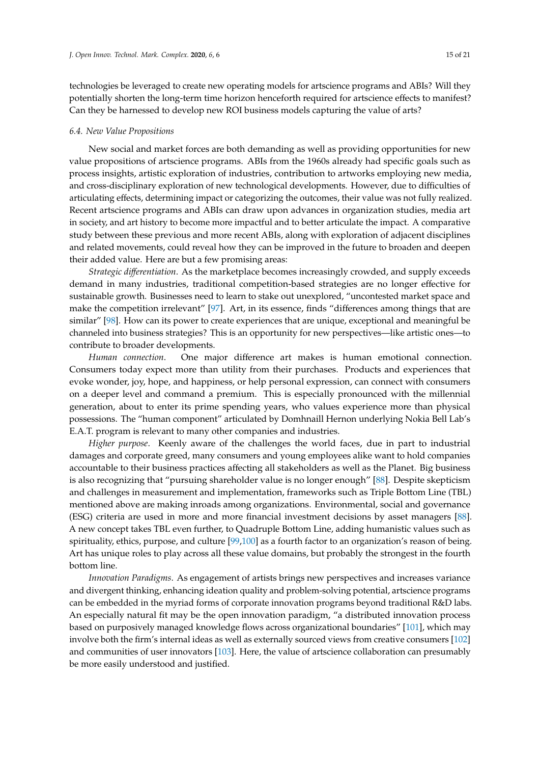technologies be leveraged to create new operating models for artscience programs and ABIs? Will they potentially shorten the long-term time horizon henceforth required for artscience effects to manifest? Can they be harnessed to develop new ROI business models capturing the value of arts?

### 6.4. New Value Propositions

New social and market forces are both demanding as well as providing opportunities for new value propositions of artscience programs. ABIs from the 1960s already had specific goals such as process insights, artistic exploration of industries, contribution to artworks employing new media, and cross-disciplinary exploration of new technological developments. However, due to difficulties of articulating effects, determining impact or categorizing the outcomes, their value was not fully realized. Recent artscience programs and ABIs can draw upon advances in organization studies, media art in society, and art history to become more impactful and to better articulate the impact. A comparative study between these previous and more recent ABIs, along with exploration of adjacent disciplines and related movements, could reveal how they can be improved in the future to broaden and deepen their added value. Here are but a few promising areas:

*Strategic differentiation*. As the marketplace becomes increasingly crowded, and supply exceeds demand in many industries, traditional competition-based strategies are no longer effective for sustainable growth. Businesses need to learn to stake out unexplored, "uncontested market space and make the competition irrelevant" [97]. Art, in its essence, finds "differences among things that are similar" [98]. How can its power to create experiences that are unique, exceptional and meaningful be channeled into business strategies? This is an opportunity for new perspectives—like artistic ones—to contribute to broader developments.

*Human connection*. One major difference art makes is human emotional connection. Consumers today expect more than utility from their purchases. Products and experiences that evoke wonder, joy, hope, and happiness, or help personal expression, can connect with consumers on a deeper level and command a premium. This is especially pronounced with the millennial generation, about to enter its prime spending years, who values experience more than physical possessions. The "human component" articulated by Domhnaill Hernon underlying Nokia Bell Lab's E.A.T. program is relevant to many other companies and industries.

*Higher purpose*. Keenly aware of the challenges the world faces, due in part to industrial damages and corporate greed, many consumers and young employees alike want to hold companies accountable to their business practices affecting all stakeholders as well as the Planet. Big business is also recognizing that "pursuing shareholder value is no longer enough" [88]. Despite skepticism and challenges in measurement and implementation, frameworks such as Triple Bottom Line (TBL) mentioned above are making inroads among organizations. Environmental, social and governance (ESG) criteria are used in more and more financial investment decisions by asset managers [88]. A new concept takes TBL even further, to Quadruple Bottom Line, adding humanistic values such as spirituality, ethics, purpose, and culture [99,100] as a fourth factor to an organization's reason of being. Art has unique roles to play across all these value domains, but probably the strongest in the fourth bottom line.

*Innovation Paradigms*. As engagement of artists brings new perspectives and increases variance and divergent thinking, enhancing ideation quality and problem-solving potential, artscience programs can be embedded in the myriad forms of corporate innovation programs beyond traditional R&D labs. An especially natural fit may be the open innovation paradigm, "a distributed innovation process based on purposively managed knowledge flows across organizational boundaries" [101], which may involve both the firm's internal ideas as well as externally sourced views from creative consumers [102] and communities of user innovators [103]. Here, the value of artscience collaboration can presumably be more easily understood and justified.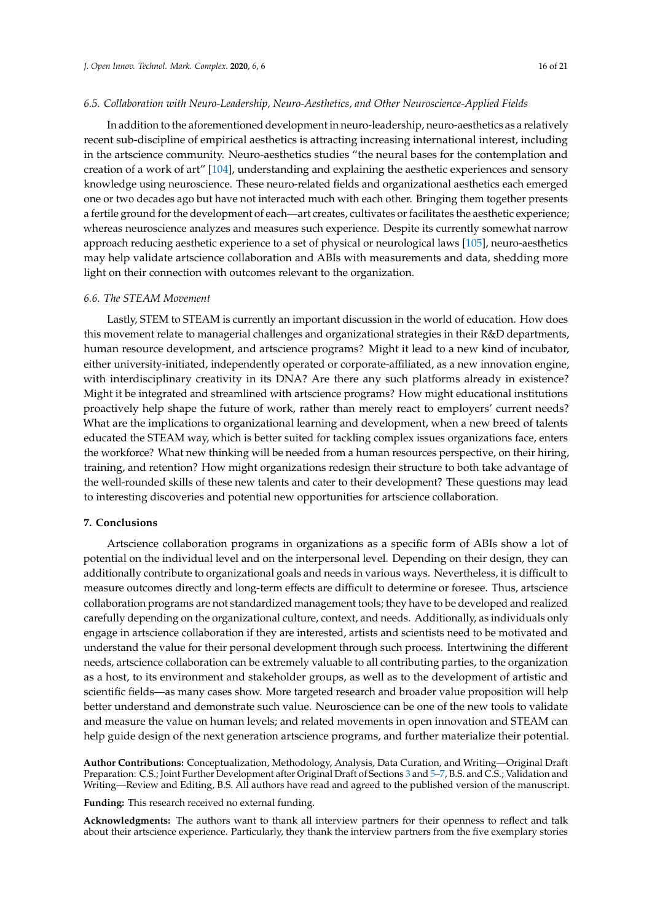### 6.5. Collaboration with Neuro-Leadership, Neuro-Aesthetics, and Other Neuroscience-Applied Fields

In addition to the aforementioned development in neuro-leadership, neuro-aesthetics as a relatively recent sub-discipline of empirical aesthetics is attracting increasing international interest, including in the artscience community. Neuro-aesthetics studies "the neural bases for the contemplation and creation of a work of art" [104], understanding and explaining the aesthetic experiences and sensory knowledge using neuroscience. These neuro-related fields and organizational aesthetics each emerged one or two decades ago but have not interacted much with each other. Bringing them together presents a fertile ground for the development of each—art creates, cultivates or facilitates the aesthetic experience; whereas neuroscience analyzes and measures such experience. Despite its currently somewhat narrow approach reducing aesthetic experience to a set of physical or neurological laws [105], neuro-aesthetics may help validate artscience collaboration and ABIs with measurements and data, shedding more light on their connection with outcomes relevant to the organization.

### 6.6. The STEAM Movement

Lastly, STEM to STEAM is currently an important discussion in the world of education. How does this movement relate to managerial challenges and organizational strategies in their R&D departments, human resource development, and artscience programs? Might it lead to a new kind of incubator, either university-initiated, independently operated or corporate-affiliated, as a new innovation engine, with interdisciplinary creativity in its DNA? Are there any such platforms already in existence? Might it be integrated and streamlined with artscience programs? How might educational institutions proactively help shape the future of work, rather than merely react to employers' current needs? What are the implications to organizational learning and development, when a new breed of talents educated the STEAM way, which is better suited for tackling complex issues organizations face, enters the workforce? What new thinking will be needed from a human resources perspective, on their hiring, training, and retention? How might organizations redesign their structure to both take advantage of the well-rounded skills of these new talents and cater to their development? These questions may lead to interesting discoveries and potential new opportunities for artscience collaboration.

## 7. Conclusions

Artscience collaboration programs in organizations as a specific form of ABIs show a lot of potential on the individual level and on the interpersonal level. Depending on their design, they can additionally contribute to organizational goals and needs in various ways. Nevertheless, it is difficult to measure outcomes directly and long-term effects are difficult to determine or foresee. Thus, artscience collaboration programs are not standardized management tools; they have to be developed and realized carefully depending on the organizational culture, context, and needs. Additionally, as individuals only engage in artscience collaboration if they are interested, artists and scientists need to be motivated and understand the value for their personal development through such process. Intertwining the different needs, artscience collaboration can be extremely valuable to all contributing parties, to the organization as a host, to its environment and stakeholder groups, as well as to the development of artistic and scientific fields—as many cases show. More targeted research and broader value proposition will help better understand and demonstrate such value. Neuroscience can be one of the new tools to validate and measure the value on human levels; and related movements in open innovation and STEAM can help guide design of the next generation artscience programs, and further materialize their potential.

**Author Contributions:** Conceptualization, Methodology, Analysis, Data Curation, and Writing—Original Draft Preparation: C.S.; Joint Further Development after Original Draft of Sections 3 and 5–7, B.S. and C.S.; Validation and Writing—Review and Editing, B.S. All authors have read and agreed to the published version of the manuscript.

**Funding:** This research received no external funding.

**Acknowledgments:** The authors want to thank all interview partners for their openness to reflect and talk about their artscience experience. Particularly, they thank the interview partners from the five exemplary stories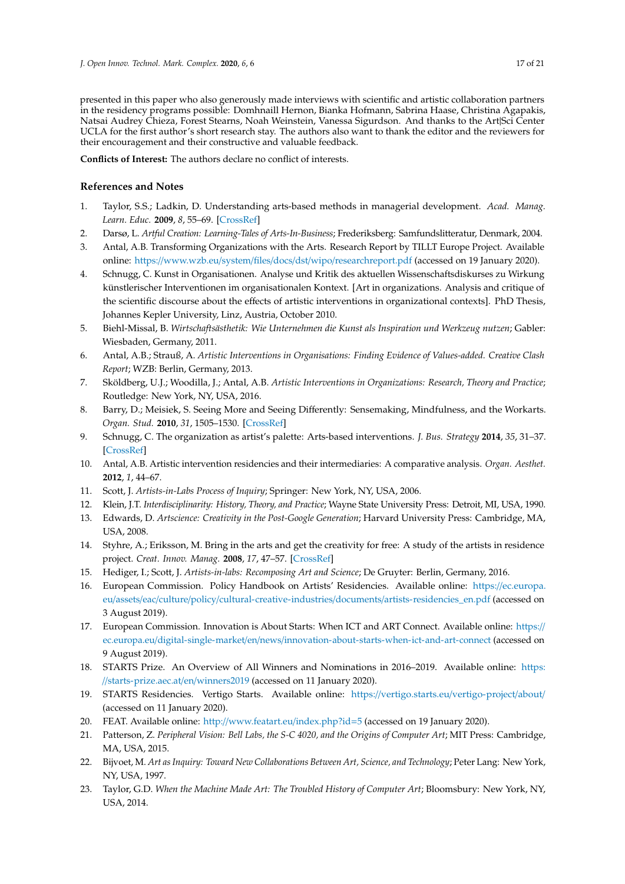presented in this paper who also generously made interviews with scientific and artistic collaboration partners in the residency programs possible: Domhnaill Hernon, Bianka Hofmann, Sabrina Haase, Christina Agapakis, Natsai Audrey Chieza, Forest Stearns, Noah Weinstein, Vanessa Sigurdson. And thanks to the Art|Sci Center UCLA for the first author's short research stay. The authors also want to thank the editor and the reviewers for their encouragement and their constructive and valuable feedback.

**Conflicts of Interest:** The authors declare no conflict of interests.

## References and Notes

1. Taylor, S.S.; Ladkin, D. Understanding arts-based methods in managerial development. *Acad. Manag. Learn. Educ.* **2009**, *8*, 55–69. [CrossRef]
2. Darsø, L. *Artful Creation: Learning-Tales of Arts-In-Business*; Frederiksberg: Samfundslitteratur, Denmark, 2004.
3. Antal, A.B. Transforming Organizations with the Arts. Research Report by TILLT Europe Project. Available online: https://www.wzb.eu/system/files/docs/dst/wipo/researchreport.pdf (accessed on 19 January 2020).
4. Schnugg, C. Kunst in Organisationen. Analyse und Kritik des aktuellen Wissenschaftsdiskurses zu Wirkung künstlerischer Interventionen im organisationalen Kontext. [Art in organizations. Analysis and critique of the scientific discourse about the effects of artistic interventions in organizational contexts]. PhD Thesis, Johannes Kepler University, Linz, Austria, October 2010.
5. Biehl-Missal, B. *Wirtschaftsästhetik: Wie Unternehmen die Kunst als Inspiration und Werkzeug nutzen*; Gabler: Wiesbaden, Germany, 2011.
6. Antal, A.B.; Strauß, A. *Artistic Interventions in Organisations: Finding Evidence of Values-added. Creative Clash Report*; WZB: Berlin, Germany, 2013.
7. Sköldberg, U.J.; Woodilla, J.; Antal, A.B. *Artistic Interventions in Organizations: Research, Theory and Practice*; Routledge: New York, NY, USA, 2016.
8. Barry, D.; Meisiek, S. Seeing More and Seeing Differently: Sensemaking, Mindfulness, and the Workarts. *Organ. Stud.* **2010**, *31*, 1505–1530. [CrossRef]
9. Schnugg, C. The organization as artist's palette: Arts-based interventions. *J. Bus. Strategy* **2014**, *35*, 31–37. [CrossRef]
10. Antal, A.B. Artistic intervention residencies and their intermediaries: A comparative analysis. *Organ. Aesthet.* **2012**, *1*, 44–67.
11. Scott, J. *Artists-in-Labs Process of Inquiry*; Springer: New York, NY, USA, 2006.
12. Klein, J.T. *Interdisciplinarity: History, Theory, and Practice*; Wayne State University Press: Detroit, MI, USA, 1990.
13. Edwards, D. *Artscience: Creativity in the Post-Google Generation*; Harvard University Press: Cambridge, MA, USA, 2008.
14. Styhre, A.; Eriksson, M. Bring in the arts and get the creativity for free: A study of the artists in residence project. *Creat. Innov. Manag.* **2008**, *17*, 47–57. [CrossRef]
15. Hediger, I.; Scott, J. *Artists-in-labs: Recomposing Art and Science*; De Gruyter: Berlin, Germany, 2016.
16. European Commission. Policy Handbook on Artists' Residencies. Available online: https://ec.europa.eu/assets/eac/culture/policy/cultural-creative-industries/documents/artists-residencies_en.pdf (accessed on 3 August 2019).
17. European Commission. Innovation is About Starts: When ICT and ART Connect. Available online: https://ec.europa.eu/digital-single-market/en/news/innovation-about-starts-when-ict-and-art-connect (accessed on 9 August 2019).
18. STARTS Prize. An Overview of All Winners and Nominations in 2016–2019. Available online: https://starts-prize.aec.at/en/winners2019 (accessed on 11 January 2020).
19. STARTS Residencies. Vertigo Starts. Available online: https://vertigo.starts.eu/vertigo-project/about/ (accessed on 11 January 2020).
20. FEAT. Available online: http://www.featart.eu/index.php?id=5 (accessed on 19 January 2020).
21. Patterson, Z. *Peripheral Vision: Bell Labs, the S-C 4020, and the Origins of Computer Art*; MIT Press: Cambridge, MA, USA, 2015.
22. Bijvoet, M. *Art as Inquiry: Toward New Collaborations Between Art, Science, and Technology*; Peter Lang: New York, NY, USA, 1997.
23. Taylor, G.D. *When the Machine Made Art: The Troubled History of Computer Art*; Bloomsbury: New York, NY, USA, 2014.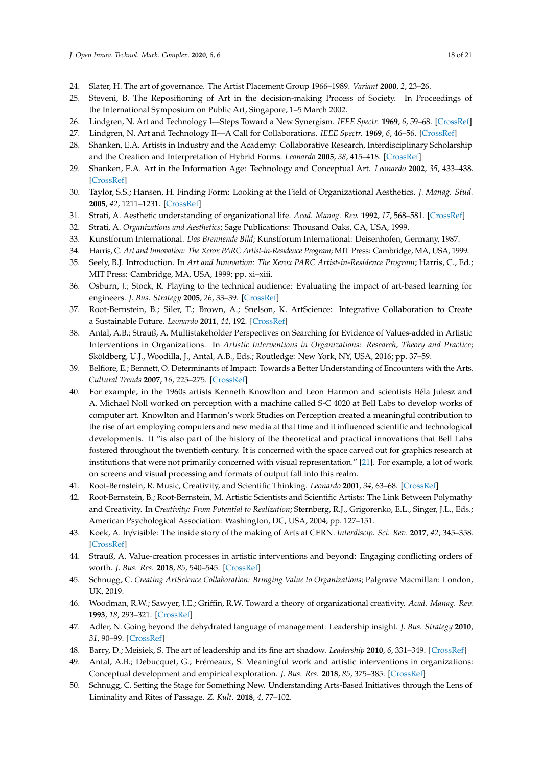24. Slater, H. The art of governance. The Artist Placement Group 1966–1989. *Variant* **2000**, *2*, 23–26.
25. Steveni, B. The Repositioning of Art in the decision-making Process of Society. In Proceedings of the International Symposium on Public Art, Singapore, 1–5 March 2002.
26. Lindgren, N. Art and Technology I—Steps Toward a New Synergism. *IEEE Spectr.* **1969**, *6*, 59–68. [CrossRef]
27. Lindgren, N. Art and Technology II—A Call for Collaborations. *IEEE Spectr.* **1969**, *6*, 46–56. [CrossRef]
28. Shanken, E.A. Artists in Industry and the Academy: Collaborative Research, Interdisciplinary Scholarship and the Creation and Interpretation of Hybrid Forms. *Leonardo* **2005**, *38*, 415–418. [CrossRef]
29. Shanken, E.A. Art in the Information Age: Technology and Conceptual Art. *Leonardo* **2002**, *35*, 433–438. [CrossRef]
30. Taylor, S.S.; Hansen, H. Finding Form: Looking at the Field of Organizational Aesthetics. *J. Manag. Stud.* **2005**, *42*, 1211–1231. [CrossRef]
31. Strati, A. Aesthetic understanding of organizational life. *Acad. Manag. Rev.* **1992**, *17*, 568–581. [CrossRef]
32. Strati, A. *Organizations and Aesthetics*; Sage Publications: Thousand Oaks, CA, USA, 1999.
33. Kunstforum International. *Das Brennende Bild*; Kunstforum International: Deisenhofen, Germany, 1987.
34. Harris, C. *Art and Innovation: The Xerox PARC Artist-in-Residence Program*; MIT Press: Cambridge, MA, USA, 1999.
35. Seely, B.J. Introduction. In *Art and Innovation: The Xerox PARC Artist-in-Residence Program*; Harris, C., Ed.; MIT Press: Cambridge, MA, USA, 1999; pp. xi–xiii.
36. Osburn, J.; Stock, R. Playing to the technical audience: Evaluating the impact of art-based learning for engineers. *J. Bus. Strategy* **2005**, *26*, 33–39. [CrossRef]
37. Root-Bernstein, B.; Siler, T.; Brown, A.; Snelson, K. ArtScience: Integrative Collaboration to Create a Sustainable Future. *Leonardo* **2011**, *44*, 192. [CrossRef]
38. Antal, A.B.; Strauß, A. Multistakeholder Perspectives on Searching for Evidence of Values-added in Artistic Interventions in Organizations. In *Artistic Interventions in Organizations: Research, Theory and Practice*; Sköldberg, U.J., Woodilla, J., Antal, A.B., Eds.; Routledge: New York, NY, USA, 2016; pp. 37–59.
39. Belfiore, E.; Bennett, O. Determinants of Impact: Towards a Better Understanding of Encounters with the Arts. *Cultural Trends* **2007**, *16*, 225–275. [CrossRef]
40. For example, in the 1960s artists Kenneth Knowlton and Leon Harmon and scientists Béla Julesz and A. Michael Noll worked on perception with a machine called S-C 4020 at Bell Labs to develop works of computer art. Knowlton and Harmon's work Studies on Perception created a meaningful contribution to the rise of art employing computers and new media at that time and it influenced scientific and technological developments. It "is also part of the history of the theoretical and practical innovations that Bell Labs fostered throughout the twentieth century. It is concerned with the space carved out for graphics research at institutions that were not primarily concerned with visual representation." [21]. For example, a lot of work on screens and visual processing and formats of output fall into this realm.
41. Root-Bernstein, R. Music, Creativity, and Scientific Thinking. *Leonardo* **2001**, *34*, 63–68. [CrossRef]
42. Root-Bernstein, B.; Root-Bernstein, M. Artistic Scientists and Scientific Artists: The Link Between Polymathy and Creativity. In *Creativity: From Potential to Realization*; Sternberg, R.J., Grigorenko, E.L., Singer, J.L., Eds.; American Psychological Association: Washington, DC, USA, 2004; pp. 127–151.
43. Koek, A. In/visible: The inside story of the making of Arts at CERN. *Interdiscip. Sci. Rev.* **2017**, *42*, 345–358. [CrossRef]
44. Strauß, A. Value-creation processes in artistic interventions and beyond: Engaging conflicting orders of worth. *J. Bus. Res.* **2018**, *85*, 540–545. [CrossRef]
45. Schnugg, C. *Creating ArtScience Collaboration: Bringing Value to Organizations*; Palgrave Macmillan: London, UK, 2019.
46. Woodman, R.W.; Sawyer, J.E.; Griffin, R.W. Toward a theory of organizational creativity. *Acad. Manag. Rev.* **1993**, *18*, 293–321. [CrossRef]
47. Adler, N. Going beyond the dehydrated language of management: Leadership insight. *J. Bus. Strategy* **2010**, *31*, 90–99. [CrossRef]
48. Barry, D.; Meisiek, S. The art of leadership and its fine art shadow. *Leadership* **2010**, *6*, 331–349. [CrossRef]
49. Antal, A.B.; Debucquet, G.; Frémeaux, S. Meaningful work and artistic interventions in organizations: Conceptual development and empirical exploration. *J. Bus. Res.* **2018**, *85*, 375–385. [CrossRef]
50. Schnugg, C. Setting the Stage for Something New. Understanding Arts-Based Initiatives through the Lens of Liminality and Rites of Passage. *Z. Kult.* **2018**, *4*, 77–102.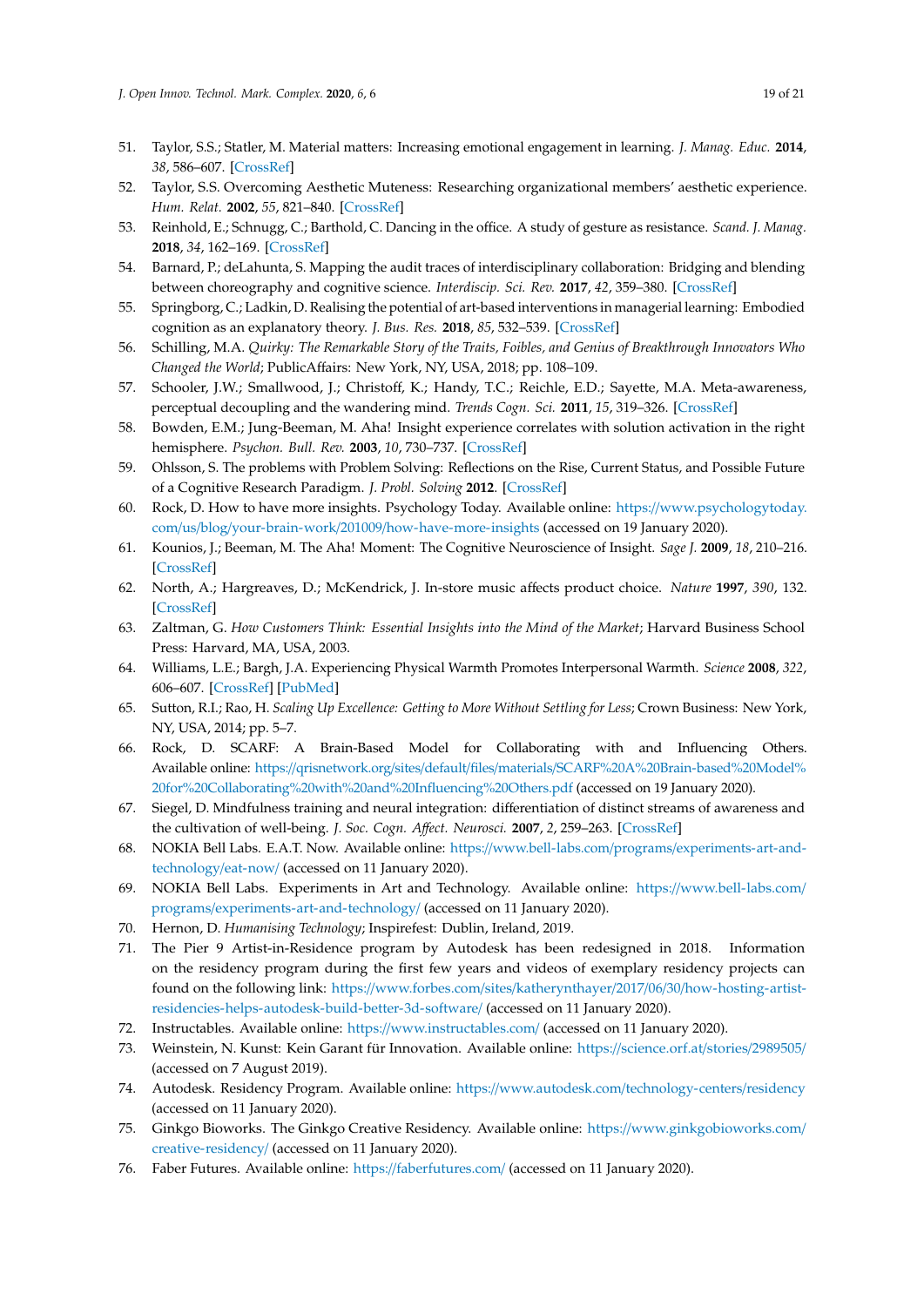51. Taylor, S.S.; Statler, M. Material matters: Increasing emotional engagement in learning. *J. Manag. Educ.* **2014**, *38*, 586–607. [CrossRef]
52. Taylor, S.S. Overcoming Aesthetic Muteness: Researching organizational members' aesthetic experience. *Hum. Relat.* **2002**, *55*, 821–840. [CrossRef]
53. Reinhold, E.; Schnugg, C.; Barthold, C. Dancing in the office. A study of gesture as resistance. *Scand. J. Manag.* **2018**, *34*, 162–169. [CrossRef]
54. Barnard, P.; deLahunta, S. Mapping the audit traces of interdisciplinary collaboration: Bridging and blending between choreography and cognitive science. *Interdiscip. Sci. Rev.* **2017**, *42*, 359–380. [CrossRef]
55. Springborg, C.; Ladkin, D. Realising the potential of art-based interventions in managerial learning: Embodied cognition as an explanatory theory. *J. Bus. Res.* **2018**, *85*, 532–539. [CrossRef]
56. Schilling, M.A. *Quirky: The Remarkable Story of the Traits, Foibles, and Genius of Breakthrough Innovators Who Changed the World*; PublicAffairs: New York, NY, USA, 2018; pp. 108–109.
57. Schooler, J.W.; Smallwood, J.; Christoff, K.; Handy, T.C.; Reichle, E.D.; Sayette, M.A. Meta-awareness, perceptual decoupling and the wandering mind. *Trends Cogn. Sci.* **2011**, *15*, 319–326. [CrossRef]
58. Bowden, E.M.; Jung-Beeman, M. Aha! Insight experience correlates with solution activation in the right hemisphere. *Psychon. Bull. Rev.* **2003**, *10*, 730–737. [CrossRef]
59. Ohlsson, S. The problems with Problem Solving: Reflections on the Rise, Current Status, and Possible Future of a Cognitive Research Paradigm. *J. Probl. Solving* **2012**. [CrossRef]
60. Rock, D. How to have more insights. Psychology Today. Available online: https://www.psychologytoday.com/us/blog/your-brain-work/201009/how-have-more-insights (accessed on 19 January 2020).
61. Kounios, J.; Beeman, M. The Aha! Moment: The Cognitive Neuroscience of Insight. *Sage J.* **2009**, *18*, 210–216. [CrossRef]
62. North, A.; Hargreaves, D.; McKendrick, J. In-store music affects product choice. *Nature* **1997**, *390*, 132. [CrossRef]
63. Zaltman, G. *How Customers Think: Essential Insights into the Mind of the Market*; Harvard Business School Press: Harvard, MA, USA, 2003.
64. Williams, L.E.; Bargh, J.A. Experiencing Physical Warmth Promotes Interpersonal Warmth. *Science* **2008**, *322*, 606–607. [CrossRef] [PubMed]
65. Sutton, R.I.; Rao, H. *Scaling Up Excellence: Getting to More Without Settling for Less*; Crown Business: New York, NY, USA, 2014; pp. 5–7.
66. Rock, D. SCARF: A Brain-Based Model for Collaborating with and Influencing Others. Available online: https://qrisnetwork.org/sites/default/files/materials/SCARF%20A%20Brain-based%20Model%20for%20Collaborating%20with%20and%20Influencing%20Others.pdf (accessed on 19 January 2020).
67. Siegel, D. Mindfulness training and neural integration: differentiation of distinct streams of awareness and the cultivation of well-being. *J. Soc. Cogn. Affect. Neurosci.* **2007**, *2*, 259–263. [CrossRef]
68. NOKIA Bell Labs. E.A.T. Now. Available online: https://www.bell-labs.com/programs/experiments-art-and-technology/eat-now/ (accessed on 11 January 2020).
69. NOKIA Bell Labs. Experiments in Art and Technology. Available online: https://www.bell-labs.com/programs/experiments-art-and-technology/ (accessed on 11 January 2020).
70. Hernon, D. *Humanising Technology*; Inspirefest: Dublin, Ireland, 2019.
71. The Pier 9 Artist-in-Residence program by Autodesk has been redesigned in 2018. Information on the residency program during the first few years and videos of exemplary residency projects can found on the following link: https://www.forbes.com/sites/katherynthayer/2017/06/30/how-hosting-artist-residencies-helps-autodesk-build-better-3d-software/ (accessed on 11 January 2020).
72. Instructables. Available online: https://www.instructables.com/ (accessed on 11 January 2020).
73. Weinstein, N. Kunst: Kein Garant für Innovation. Available online: https://science.orf.at/stories/2989505/ (accessed on 7 August 2019).
74. Autodesk. Residency Program. Available online: https://www.autodesk.com/technology-centers/residency (accessed on 11 January 2020).
75. Ginkgo Bioworks. The Ginkgo Creative Residency. Available online: https://www.ginkgobioworks.com/creative-residency/ (accessed on 11 January 2020).
76. Faber Futures. Available online: https://faberfutures.com/ (accessed on 11 January 2020).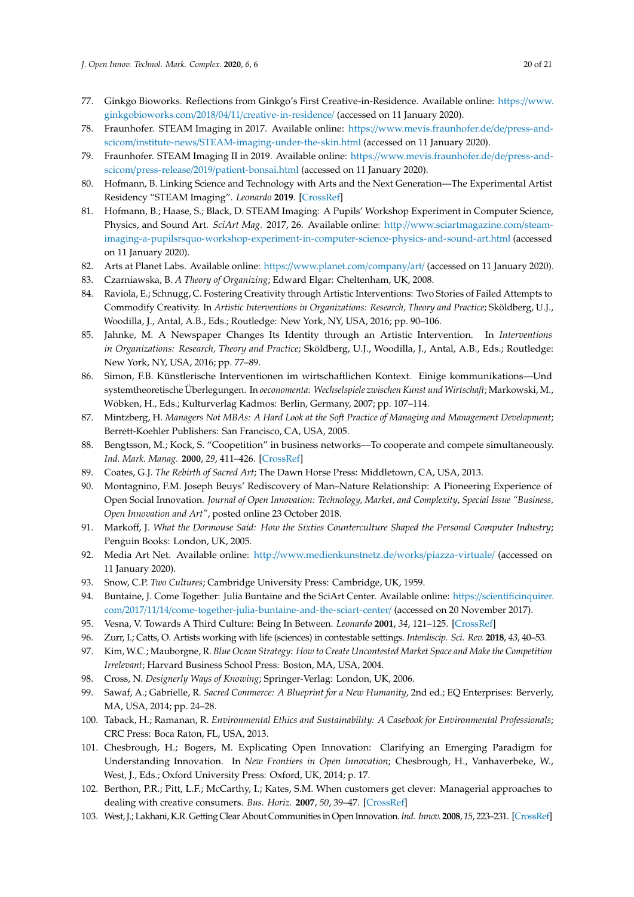77. Ginkgo Bioworks. Reflections from Ginkgo's First Creative-in-Residence. Available online: https://www.ginkgobioworks.com/2018/04/11/creative-in-residence/ (accessed on 11 January 2020).
78. Fraunhofer. STEAM Imaging in 2017. Available online: https://www.mevis.fraunhofer.de/de/press-and-scicom/institute-news/STEAM-imaging-under-the-skin.html (accessed on 11 January 2020).
79. Fraunhofer. STEAM Imaging II in 2019. Available online: https://www.mevis.fraunhofer.de/de/press-and-scicom/press-release/2019/patient-bonsai.html (accessed on 11 January 2020).
80. Hofmann, B. Linking Science and Technology with Arts and the Next Generation—The Experimental Artist Residency "STEAM Imaging". *Leonardo* **2019**. [CrossRef]
81. Hofmann, B.; Haase, S.; Black, D. STEAM Imaging: A Pupils' Workshop Experiment in Computer Science, Physics, and Sound Art. *SciArt Mag*. 2017, 26. Available online: http://www.sciartmagazine.com/steam-imaging-a-pupilsrsquo-workshop-experiment-in-computer-science-physics-and-sound-art.html (accessed on 11 January 2020).
82. Arts at Planet Labs. Available online: https://www.planet.com/company/art/ (accessed on 11 January 2020).
83. Czarniawska, B. *A Theory of Organizing*; Edward Elgar: Cheltenham, UK, 2008.
84. Raviola, E.; Schnugg, C. Fostering Creativity through Artistic Interventions: Two Stories of Failed Attempts to Commodify Creativity. In *Artistic Interventions in Organizations: Research, Theory and Practice*; Sköldberg, U.J., Woodilla, J., Antal, A.B., Eds.; Routledge: New York, NY, USA, 2016; pp. 90–106.
85. Jahnke, M. A Newspaper Changes Its Identity through an Artistic Intervention. In *Interventions in Organizations: Research, Theory and Practice*; Sköldberg, U.J., Woodilla, J., Antal, A.B., Eds.; Routledge: New York, NY, USA, 2016; pp. 77–89.
86. Simon, F.B. Künstlerische Interventionen im wirtschaftlichen Kontext. Einige kommunikations—Und systemtheoretische Überlegungen. In *oeconomenta: Wechselspiele zwischen Kunst und Wirtschaft*; Markowski, M., Wöbken, H., Eds.; Kulturverlag Kadmos: Berlin, Germany, 2007; pp. 107–114.
87. Mintzberg, H. *Managers Not MBAs: A Hard Look at the Soft Practice of Managing and Management Development*; Berrett-Koehler Publishers: San Francisco, CA, USA, 2005.
88. Bengtsson, M.; Kock, S. "Coopetition" in business networks—To cooperate and compete simultaneously. *Ind. Mark. Manag.* **2000**, *29*, 411–426. [CrossRef]
89. Coates, G.J. *The Rebirth of Sacred Art*; The Dawn Horse Press: Middletown, CA, USA, 2013.
90. Montagnino, F.M. Joseph Beuys' Rediscovery of Man–Nature Relationship: A Pioneering Experience of Open Social Innovation. *Journal of Open Innovation: Technology, Market, and Complexity*, *Special Issue "Business, Open Innovation and Art"*, posted online 23 October 2018.
91. Markoff, J. *What the Dormouse Said: How the Sixties Counterculture Shaped the Personal Computer Industry*; Penguin Books: London, UK, 2005.
92. Media Art Net. Available online: http://www.medienkunstnetz.de/works/piazza-virtuale/ (accessed on 11 January 2020).
93. Snow, C.P. *Two Cultures*; Cambridge University Press: Cambridge, UK, 1959.
94. Buntaine, J. Come Together: Julia Buntaine and the SciArt Center. Available online: https://scientificinquirer.com/2017/11/14/come-together-julia-buntaine-and-the-sciart-center/ (accessed on 20 November 2017).
95. Vesna, V. Towards A Third Culture: Being In Between. *Leonardo* **2001**, *34*, 121–125. [CrossRef]
96. Zurr, I.; Catts, O. Artists working with life (sciences) in contestable settings. *Interdiscip. Sci. Rev.* **2018**, *43*, 40–53.
97. Kim, W.C.; Mauborgne, R. *Blue Ocean Strategy: How to Create Uncontested Market Space and Make the Competition Irrelevant*; Harvard Business School Press: Boston, MA, USA, 2004.
98. Cross, N. *Designerly Ways of Knowing*; Springer-Verlag: London, UK, 2006.
99. Sawaf, A.; Gabrielle, R. *Sacred Commerce: A Blueprint for a New Humanity*, 2nd ed.; EQ Enterprises: Berverly, MA, USA, 2014; pp. 24–28.
100. Taback, H.; Ramanan, R. *Environmental Ethics and Sustainability: A Casebook for Environmental Professionals*; CRC Press: Boca Raton, FL, USA, 2013.
101. Chesbrough, H.; Bogers, M. Explicating Open Innovation: Clarifying an Emerging Paradigm for Understanding Innovation. In *New Frontiers in Open Innovation*; Chesbrough, H., Vanhaverbeke, W., West, J., Eds.; Oxford University Press: Oxford, UK, 2014; p. 17.
102. Berthon, P.R.; Pitt, L.F.; McCarthy, I.; Kates, S.M. When customers get clever: Managerial approaches to dealing with creative consumers. *Bus. Horiz.* **2007**, *50*, 39–47. [CrossRef]
103. West, J.; Lakhani, K.R. Getting Clear About Communities in Open Innovation. *Ind. Innov.* **2008**, *15*, 223–231. [CrossRef]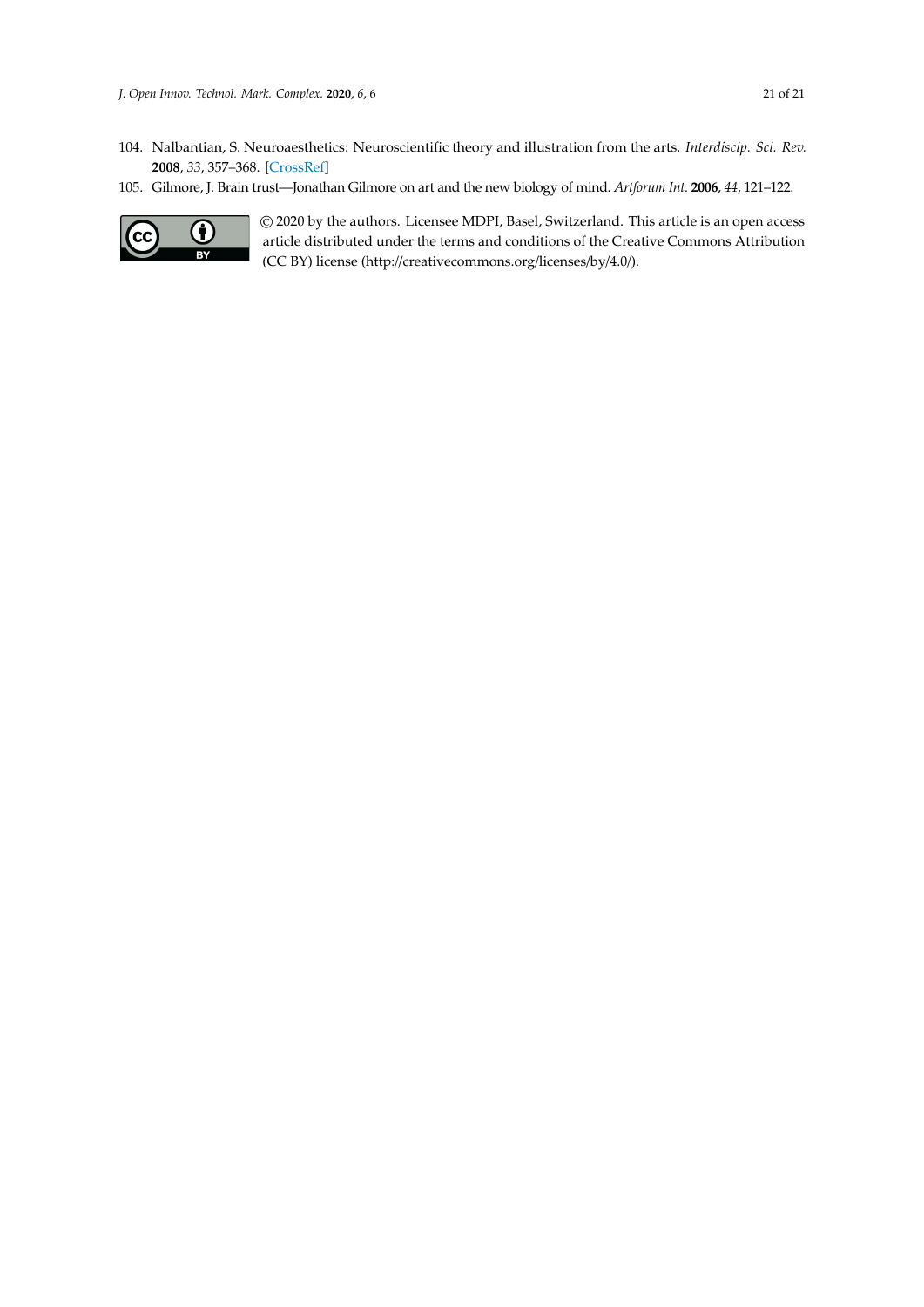104. Nalbantian, S. Neuroaesthetics: Neuroscientific theory and illustration from the arts. *Interdiscip. Sci. Rev.* **2008**, *33*, 357–368. [CrossRef]
105. Gilmore, J. Brain trust—Jonathan Gilmore on art and the new biology of mind. *Artforum Int.* **2006**, *44*, 121–122.

© 2020 by the authors. Licensee MDPI, Basel, Switzerland. This article is an open access article distributed under the terms and conditions of the Creative Commons Attribution (CC BY) license (http://creativecommons.org/licenses/by/4.0/).